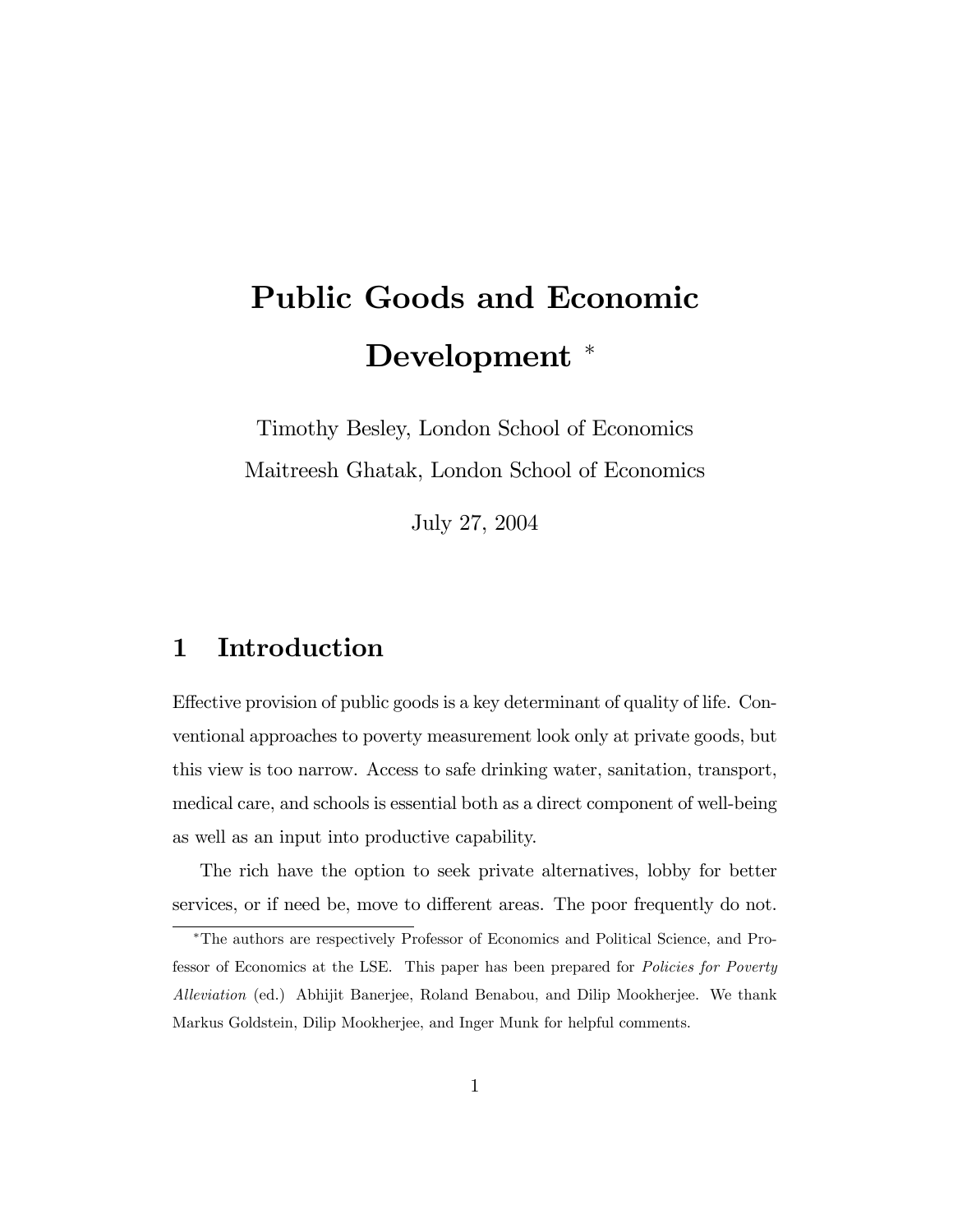# Public Goods and Economic Development [*]

Timothy Besley, London School of Economics

Maitreesh Ghatak, London School of Economics

July 27, 2004

## 1 Introduction

Effective provision of public goods is a key determinant of quality of life. Conventional approaches to poverty measurement look only at private goods, but this view is too narrow. Access to safe drinking water, sanitation, transport, medical care, and schools is essential both as a direct component of well-being as well as an input into productive capability.

The rich have the option to seek private alternatives, lobby for better services, or if need be, move to different areas. The poor frequently do not.

[*] The authors are respectively Professor of Economics and Political Science, and Professor of Economics at the LSE. This paper has been prepared for *Policies for Poverty Alleviation* (ed.) Abhijit Banerjee, Roland Benabou, and Dilip Mookherjee. We thank Markus Goldstein, Dilip Mookherjee, and Inger Munk for helpful comments.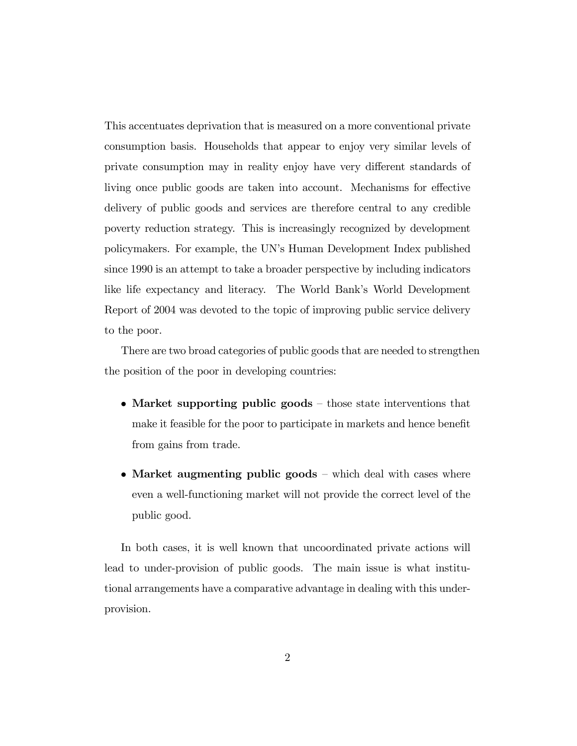This accentuates deprivation that is measured on a more conventional private consumption basis. Households that appear to enjoy very similar levels of private consumption may in reality enjoy have very different standards of living once public goods are taken into account. Mechanisms for effective delivery of public goods and services are therefore central to any credible poverty reduction strategy. This is increasingly recognized by development policymakers. For example, the UN's Human Development Index published since 1990 is an attempt to take a broader perspective by including indicators like life expectancy and literacy. The World Bank's World Development Report of 2004 was devoted to the topic of improving public service delivery to the poor.

There are two broad categories of public goods that are needed to strengthen the position of the poor in developing countries:

- **Market supporting public goods** – those state interventions that make it feasible for the poor to participate in markets and hence benefit from gains from trade.

- **Market augmenting public goods** – which deal with cases where even a well-functioning market will not provide the correct level of the public good.

In both cases, it is well known that uncoordinated private actions will lead to under-provision of public goods. The main issue is what institutional arrangements have a comparative advantage in dealing with this under-provision.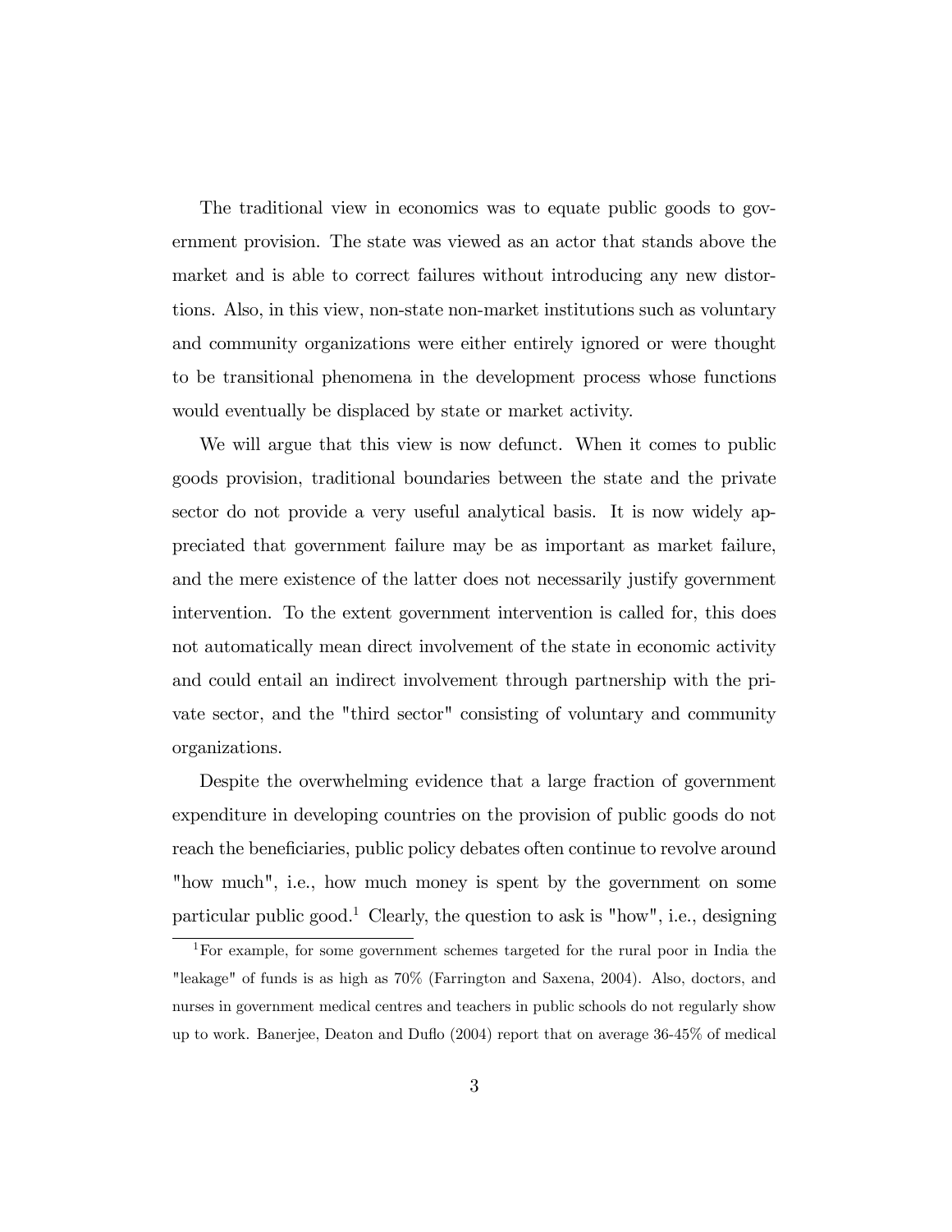The traditional view in economics was to equate public goods to government provision. The state was viewed as an actor that stands above the market and is able to correct failures without introducing any new distortions. Also, in this view, non-state non-market institutions such as voluntary and community organizations were either entirely ignored or were thought to be transitional phenomena in the development process whose functions would eventually be displaced by state or market activity.

We will argue that this view is now defunct. When it comes to public goods provision, traditional boundaries between the state and the private sector do not provide a very useful analytical basis. It is now widely appreciated that government failure may be as important as market failure, and the mere existence of the latter does not necessarily justify government intervention. To the extent government intervention is called for, this does not automatically mean direct involvement of the state in economic activity and could entail an indirect involvement through partnership with the private sector, and the "third sector" consisting of voluntary and community organizations.

Despite the overwhelming evidence that a large fraction of government expenditure in developing countries on the provision of public goods do not reach the beneficiaries, public policy debates often continue to revolve around "how much", i.e., how much money is spent by the government on some particular public good.[1] Clearly, the question to ask is "how", i.e., designing

[1] For example, for some government schemes targeted for the rural poor in India the "leakage" of funds is as high as 70% (Farrington and Saxena, 2004). Also, doctors, and nurses in government medical centres and teachers in public schools do not regularly show up to work. Banerjee, Deaton and Duflo (2004) report that on average 36-45% of medical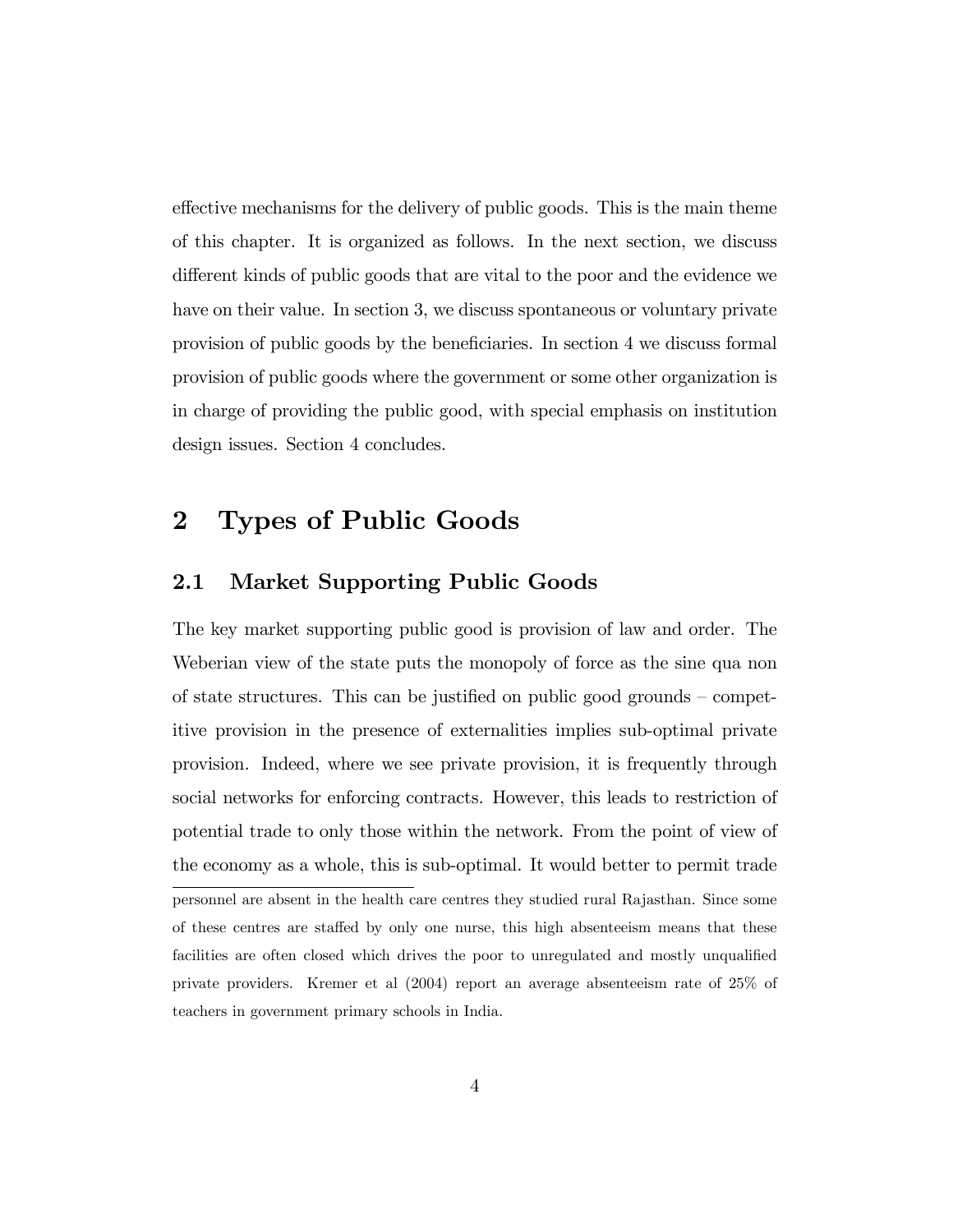effective mechanisms for the delivery of public goods. This is the main theme of this chapter. It is organized as follows. In the next section, we discuss different kinds of public goods that are vital to the poor and the evidence we have on their value. In section 3, we discuss spontaneous or voluntary private provision of public goods by the beneficiaries. In section 4 we discuss formal provision of public goods where the government or some other organization is in charge of providing the public good, with special emphasis on institution design issues. Section 4 concludes.

# 2 Types of Public Goods

## 2.1 Market Supporting Public Goods

The key market supporting public good is provision of law and order. The Weberian view of the state puts the monopoly of force as the sine qua non of state structures. This can be justified on public good grounds – competitive provision in the presence of externalities implies sub-optimal private provision. Indeed, where we see private provision, it is frequently through social networks for enforcing contracts. However, this leads to restriction of potential trade to only those within the network. From the point of view of the economy as a whole, this is sub-optimal. It would better to permit trade

---

personnel are absent in the health care centres they studied rural Rajasthan. Since some of these centres are staffed by only one nurse, this high absenteeism means that these facilities are often closed which drives the poor to unregulated and mostly unqualified private providers. Kremer et al (2004) report an average absenteeism rate of 25% of teachers in government primary schools in India.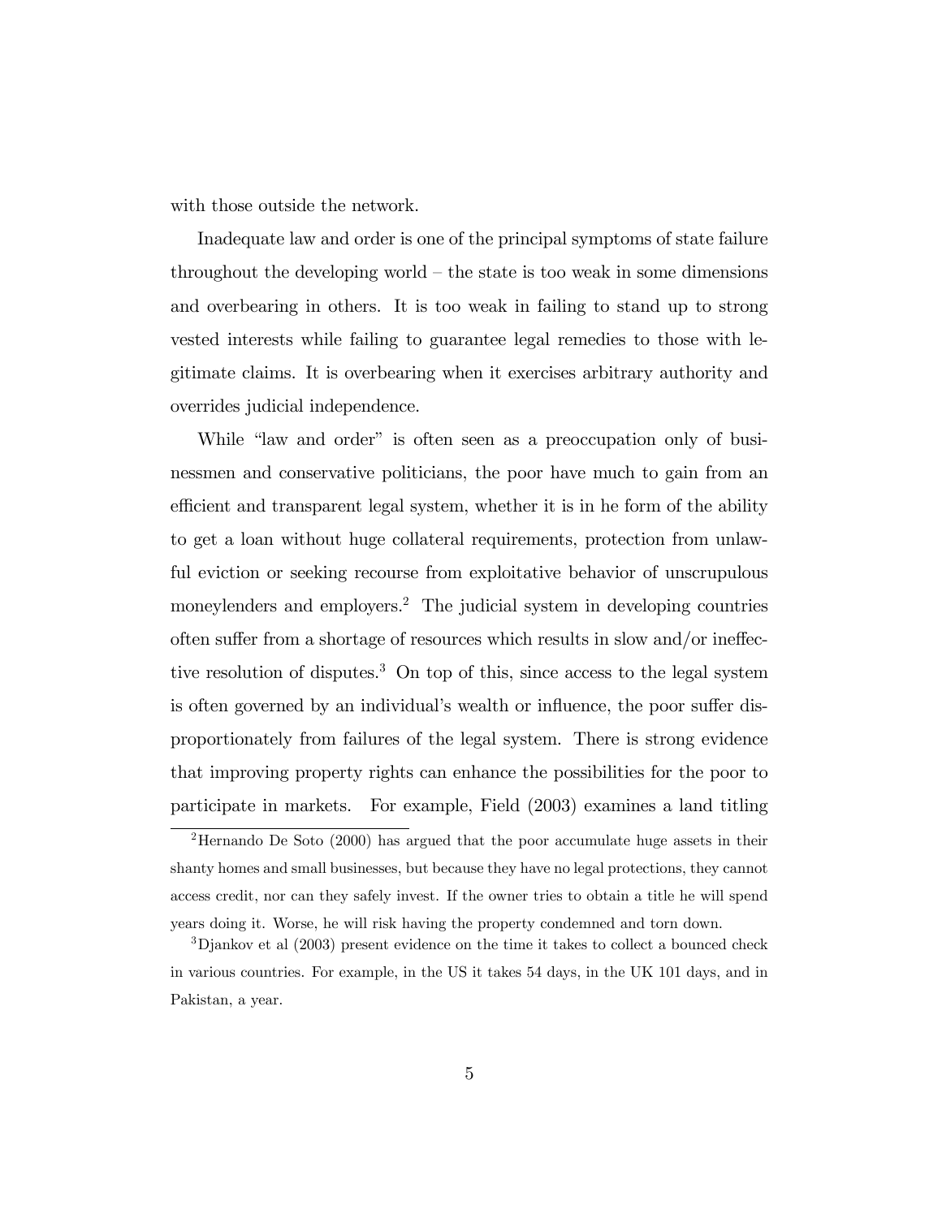with those outside the network.

Inadequate law and order is one of the principal symptoms of state failure throughout the developing world – the state is too weak in some dimensions and overbearing in others. It is too weak in failing to stand up to strong vested interests while failing to guarantee legal remedies to those with legitimate claims. It is overbearing when it exercises arbitrary authority and overrides judicial independence.

While "law and order" is often seen as a preoccupation only of businessmen and conservative politicians, the poor have much to gain from an efficient and transparent legal system, whether it is in he form of the ability to get a loan without huge collateral requirements, protection from unlawful eviction or seeking recourse from exploitative behavior of unscrupulous moneylenders and employers.[2] The judicial system in developing countries often suffer from a shortage of resources which results in slow and/or ineffective resolution of disputes.[3] On top of this, since access to the legal system is often governed by an individual's wealth or influence, the poor suffer disproportionately from failures of the legal system. There is strong evidence that improving property rights can enhance the possibilities for the poor to participate in markets. For example, Field (2003) examines a land titling

[2] Hernando De Soto (2000) has argued that the poor accumulate huge assets in their shanty homes and small businesses, but because they have no legal protections, they cannot access credit, nor can they safely invest. If the owner tries to obtain a title he will spend years doing it. Worse, he will risk having the property condemned and torn down.

[3] Djankov et al (2003) present evidence on the time it takes to collect a bounced check in various countries. For example, in the US it takes 54 days, in the UK 101 days, and in Pakistan, a year.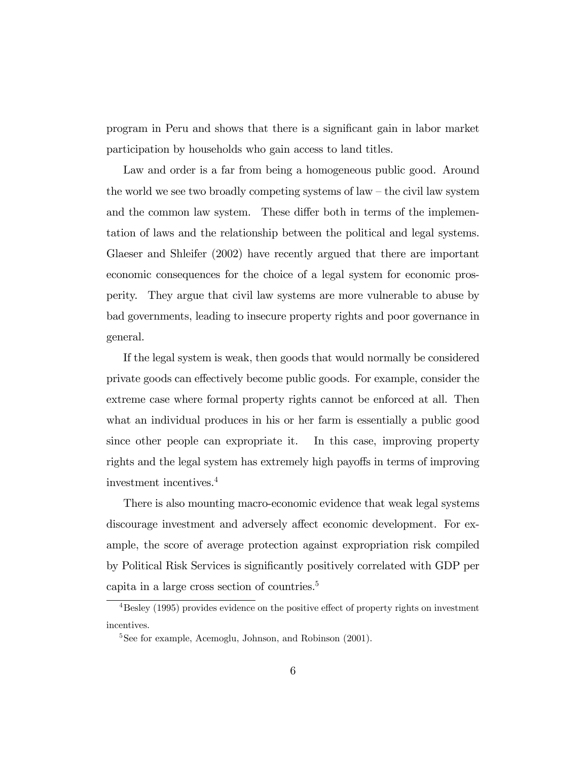program in Peru and shows that there is a significant gain in labor market participation by households who gain access to land titles.

Law and order is a far from being a homogeneous public good. Around the world we see two broadly competing systems of law – the civil law system and the common law system. These differ both in terms of the implementation of laws and the relationship between the political and legal systems. Glaeser and Shleifer (2002) have recently argued that there are important economic consequences for the choice of a legal system for economic prosperity. They argue that civil law systems are more vulnerable to abuse by bad governments, leading to insecure property rights and poor governance in general.

If the legal system is weak, then goods that would normally be considered private goods can effectively become public goods. For example, consider the extreme case where formal property rights cannot be enforced at all. Then what an individual produces in his or her farm is essentially a public good since other people can expropriate it. In this case, improving property rights and the legal system has extremely high payoffs in terms of improving investment incentives.[4]

There is also mounting macro-economic evidence that weak legal systems discourage investment and adversely affect economic development. For example, the score of average protection against expropriation risk compiled by Political Risk Services is significantly positively correlated with GDP per capita in a large cross section of countries.[5]

[4] Besley (1995) provides evidence on the positive effect of property rights on investment incentives.

[5] See for example, Acemoglu, Johnson, and Robinson (2001).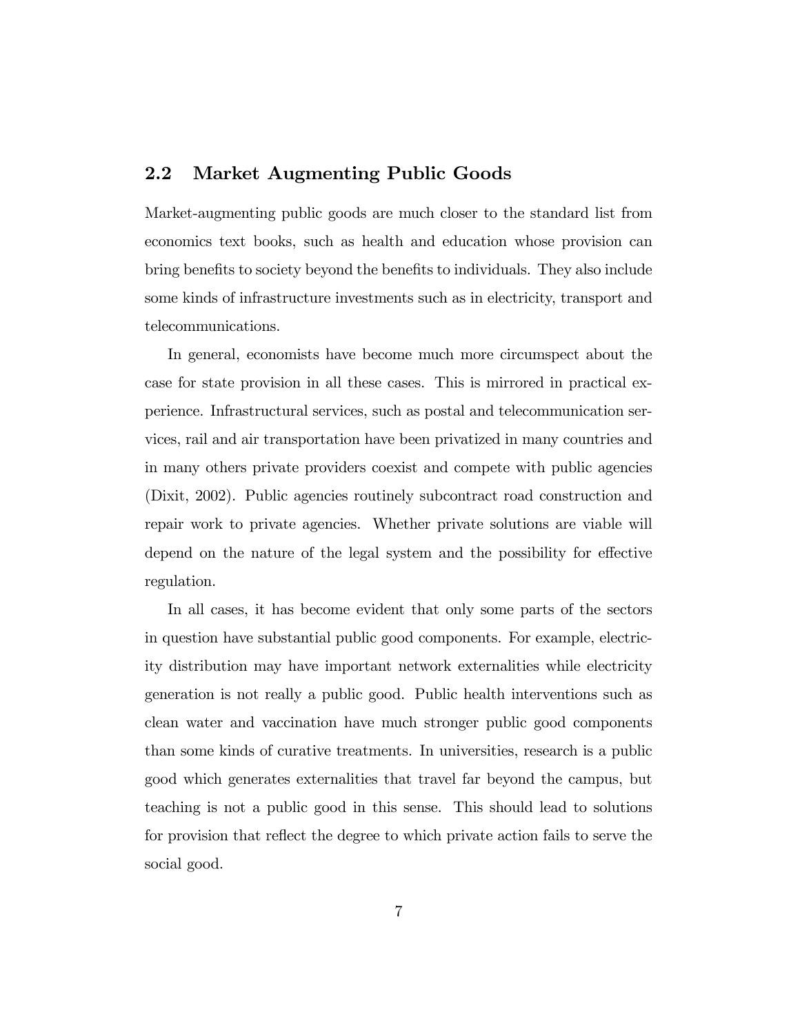## 2.2 Market Augmenting Public Goods

Market-augmenting public goods are much closer to the standard list from economics text books, such as health and education whose provision can bring benefits to society beyond the benefits to individuals. They also include some kinds of infrastructure investments such as in electricity, transport and telecommunications.

In general, economists have become much more circumspect about the case for state provision in all these cases. This is mirrored in practical experience. Infrastructural services, such as postal and telecommunication services, rail and air transportation have been privatized in many countries and in many others private providers coexist and compete with public agencies (Dixit, 2002). Public agencies routinely subcontract road construction and repair work to private agencies. Whether private solutions are viable will depend on the nature of the legal system and the possibility for effective regulation.

In all cases, it has become evident that only some parts of the sectors in question have substantial public good components. For example, electricity distribution may have important network externalities while electricity generation is not really a public good. Public health interventions such as clean water and vaccination have much stronger public good components than some kinds of curative treatments. In universities, research is a public good which generates externalities that travel far beyond the campus, but teaching is not a public good in this sense. This should lead to solutions for provision that reflect the degree to which private action fails to serve the social good.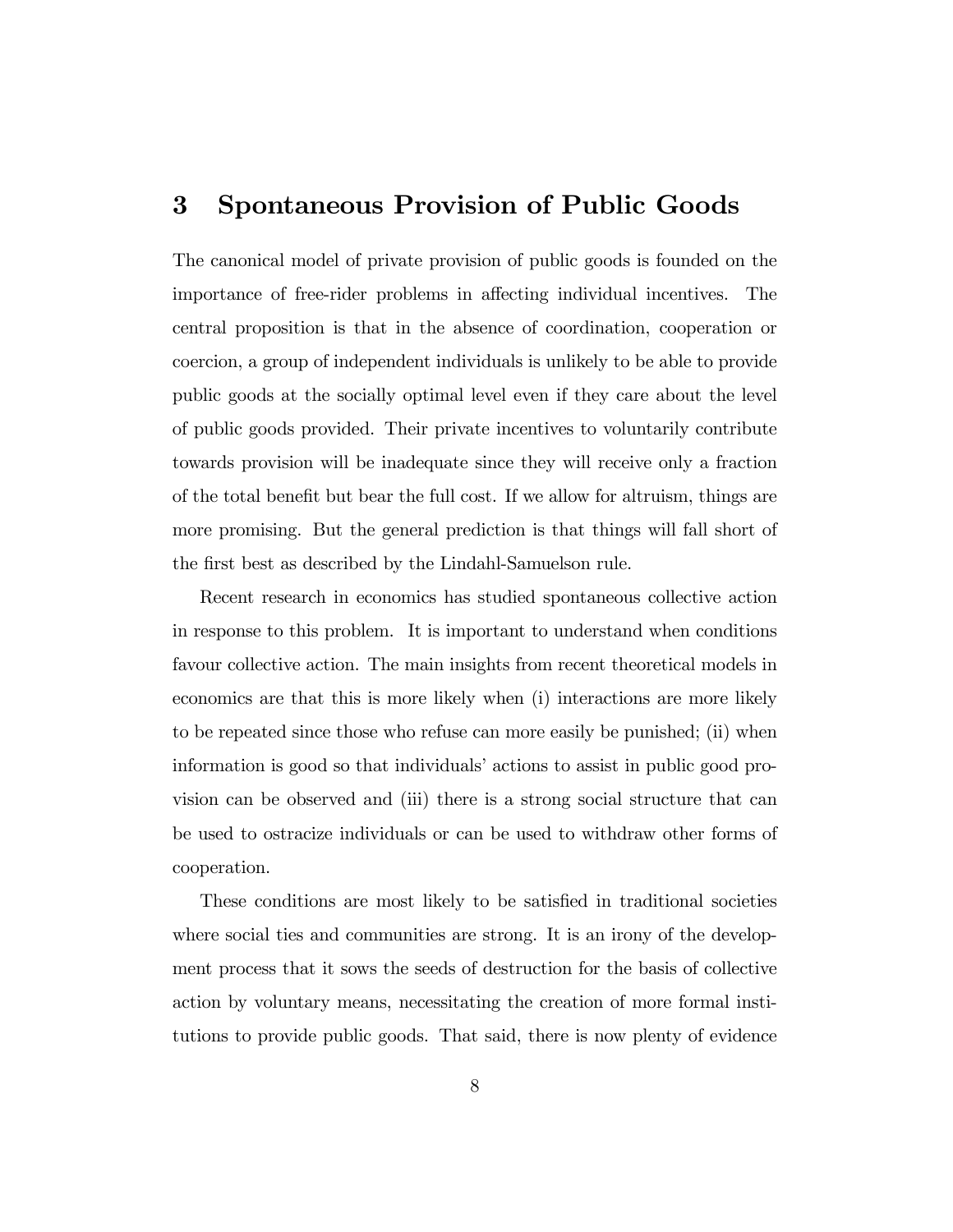# 3 Spontaneous Provision of Public Goods

The canonical model of private provision of public goods is founded on the importance of free-rider problems in affecting individual incentives. The central proposition is that in the absence of coordination, cooperation or coercion, a group of independent individuals is unlikely to be able to provide public goods at the socially optimal level even if they care about the level of public goods provided. Their private incentives to voluntarily contribute towards provision will be inadequate since they will receive only a fraction of the total benefit but bear the full cost. If we allow for altruism, things are more promising. But the general prediction is that things will fall short of the first best as described by the Lindahl-Samuelson rule.

Recent research in economics has studied spontaneous collective action in response to this problem. It is important to understand when conditions favour collective action. The main insights from recent theoretical models in economics are that this is more likely when (i) interactions are more likely to be repeated since those who refuse can more easily be punished; (ii) when information is good so that individuals' actions to assist in public good provision can be observed and (iii) there is a strong social structure that can be used to ostracize individuals or can be used to withdraw other forms of cooperation.

These conditions are most likely to be satisfied in traditional societies where social ties and communities are strong. It is an irony of the development process that it sows the seeds of destruction for the basis of collective action by voluntary means, necessitating the creation of more formal institutions to provide public goods. That said, there is now plenty of evidence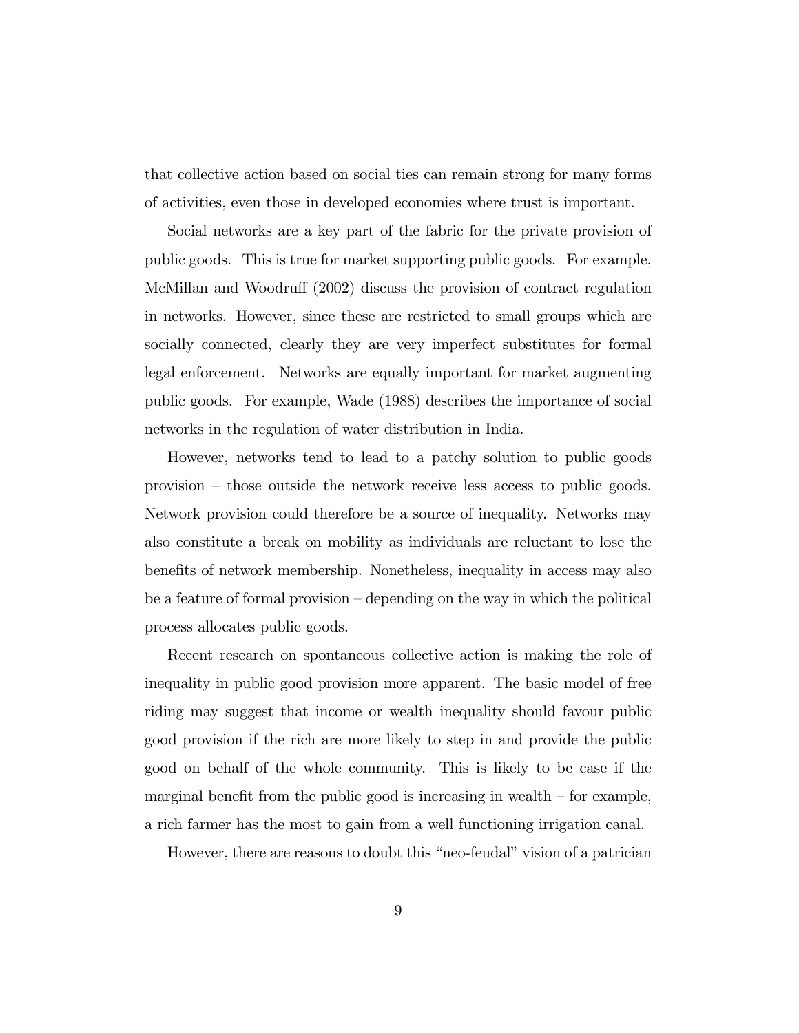that collective action based on social ties can remain strong for many forms of activities, even those in developed economies where trust is important.

Social networks are a key part of the fabric for the private provision of public goods. This is true for market supporting public goods. For example, McMillan and Woodruff (2002) discuss the provision of contract regulation in networks. However, since these are restricted to small groups which are socially connected, clearly they are very imperfect substitutes for formal legal enforcement. Networks are equally important for market augmenting public goods. For example, Wade (1988) describes the importance of social networks in the regulation of water distribution in India.

However, networks tend to lead to a patchy solution to public goods provision – those outside the network receive less access to public goods. Network provision could therefore be a source of inequality. Networks may also constitute a break on mobility as individuals are reluctant to lose the benefits of network membership. Nonetheless, inequality in access may also be a feature of formal provision – depending on the way in which the political process allocates public goods.

Recent research on spontaneous collective action is making the role of inequality in public good provision more apparent. The basic model of free riding may suggest that income or wealth inequality should favour public good provision if the rich are more likely to step in and provide the public good on behalf of the whole community. This is likely to be case if the marginal benefit from the public good is increasing in wealth – for example, a rich farmer has the most to gain from a well functioning irrigation canal.

However, there are reasons to doubt this "neo-feudal" vision of a patrician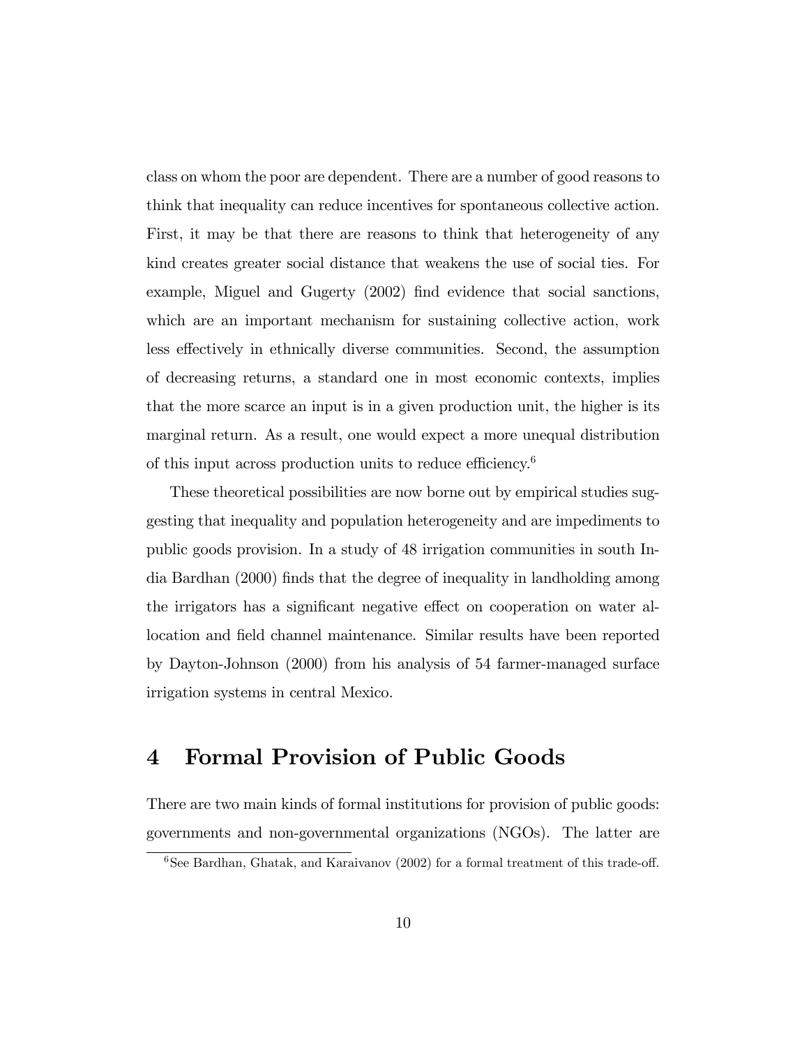class on whom the poor are dependent. There are a number of good reasons to think that inequality can reduce incentives for spontaneous collective action. First, it may be that there are reasons to think that heterogeneity of any kind creates greater social distance that weakens the use of social ties. For example, Miguel and Gugerty (2002) find evidence that social sanctions, which are an important mechanism for sustaining collective action, work less effectively in ethnically diverse communities. Second, the assumption of decreasing returns, a standard one in most economic contexts, implies that the more scarce an input is in a given production unit, the higher is its marginal return. As a result, one would expect a more unequal distribution of this input across production units to reduce efficiency.[6]

These theoretical possibilities are now borne out by empirical studies suggesting that inequality and population heterogeneity and are impediments to public goods provision. In a study of 48 irrigation communities in south India Bardhan (2000) finds that the degree of inequality in landholding among the irrigators has a significant negative effect on cooperation on water allocation and field channel maintenance. Similar results have been reported by Dayton-Johnson (2000) from his analysis of 54 farmer-managed surface irrigation systems in central Mexico.

## 4 Formal Provision of Public Goods

There are two main kinds of formal institutions for provision of public goods: governments and non-governmental organizations (NGOs). The latter are

[6] See Bardhan, Ghatak, and Karaivanov (2002) for a formal treatment of this trade-off.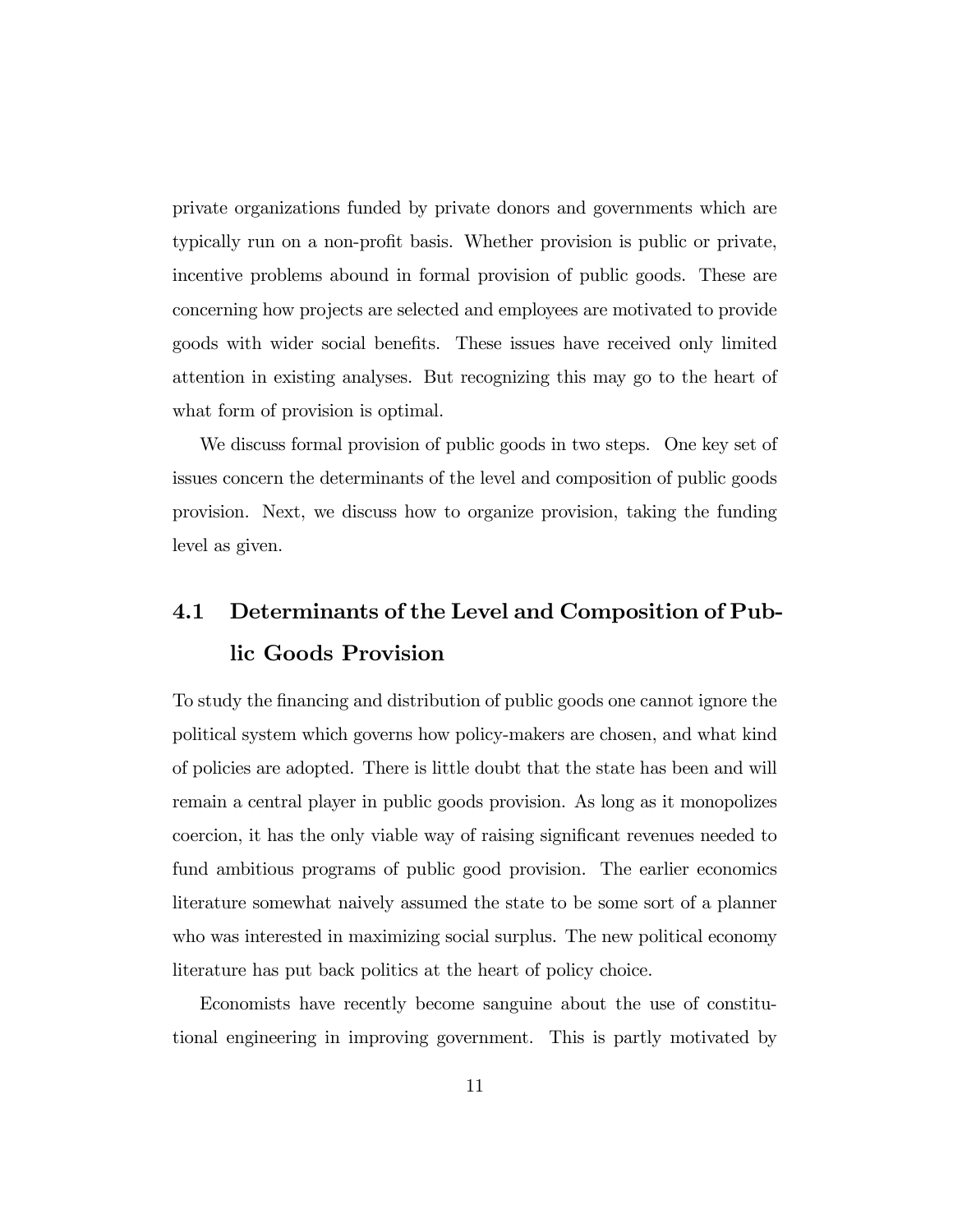private organizations funded by private donors and governments which are typically run on a non-profit basis. Whether provision is public or private, incentive problems abound in formal provision of public goods. These are concerning how projects are selected and employees are motivated to provide goods with wider social benefits. These issues have received only limited attention in existing analyses. But recognizing this may go to the heart of what form of provision is optimal.

We discuss formal provision of public goods in two steps. One key set of issues concern the determinants of the level and composition of public goods provision. Next, we discuss how to organize provision, taking the funding level as given.

## 4.1 Determinants of the Level and Composition of Public Goods Provision

To study the financing and distribution of public goods one cannot ignore the political system which governs how policy-makers are chosen, and what kind of policies are adopted. There is little doubt that the state has been and will remain a central player in public goods provision. As long as it monopolizes coercion, it has the only viable way of raising significant revenues needed to fund ambitious programs of public good provision. The earlier economics literature somewhat naively assumed the state to be some sort of a planner who was interested in maximizing social surplus. The new political economy literature has put back politics at the heart of policy choice.

Economists have recently become sanguine about the use of constitutional engineering in improving government. This is partly motivated by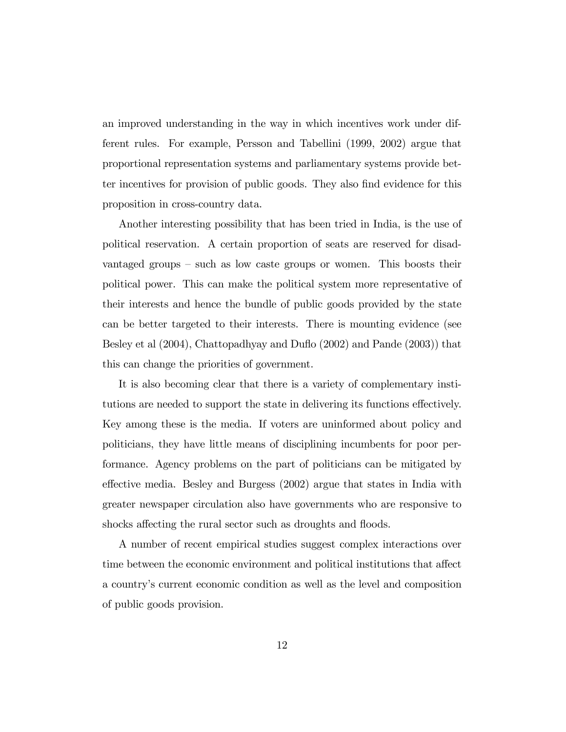an improved understanding in the way in which incentives work under different rules. For example, Persson and Tabellini (1999, 2002) argue that proportional representation systems and parliamentary systems provide better incentives for provision of public goods. They also find evidence for this proposition in cross-country data.

Another interesting possibility that has been tried in India, is the use of political reservation. A certain proportion of seats are reserved for disadvantaged groups – such as low caste groups or women. This boosts their political power. This can make the political system more representative of their interests and hence the bundle of public goods provided by the state can be better targeted to their interests. There is mounting evidence (see Besley et al (2004), Chattopadhyay and Duflo (2002) and Pande (2003)) that this can change the priorities of government.

It is also becoming clear that there is a variety of complementary institutions are needed to support the state in delivering its functions effectively. Key among these is the media. If voters are uninformed about policy and politicians, they have little means of disciplining incumbents for poor performance. Agency problems on the part of politicians can be mitigated by effective media. Besley and Burgess (2002) argue that states in India with greater newspaper circulation also have governments who are responsive to shocks affecting the rural sector such as droughts and floods.

A number of recent empirical studies suggest complex interactions over time between the economic environment and political institutions that affect a country's current economic condition as well as the level and composition of public goods provision.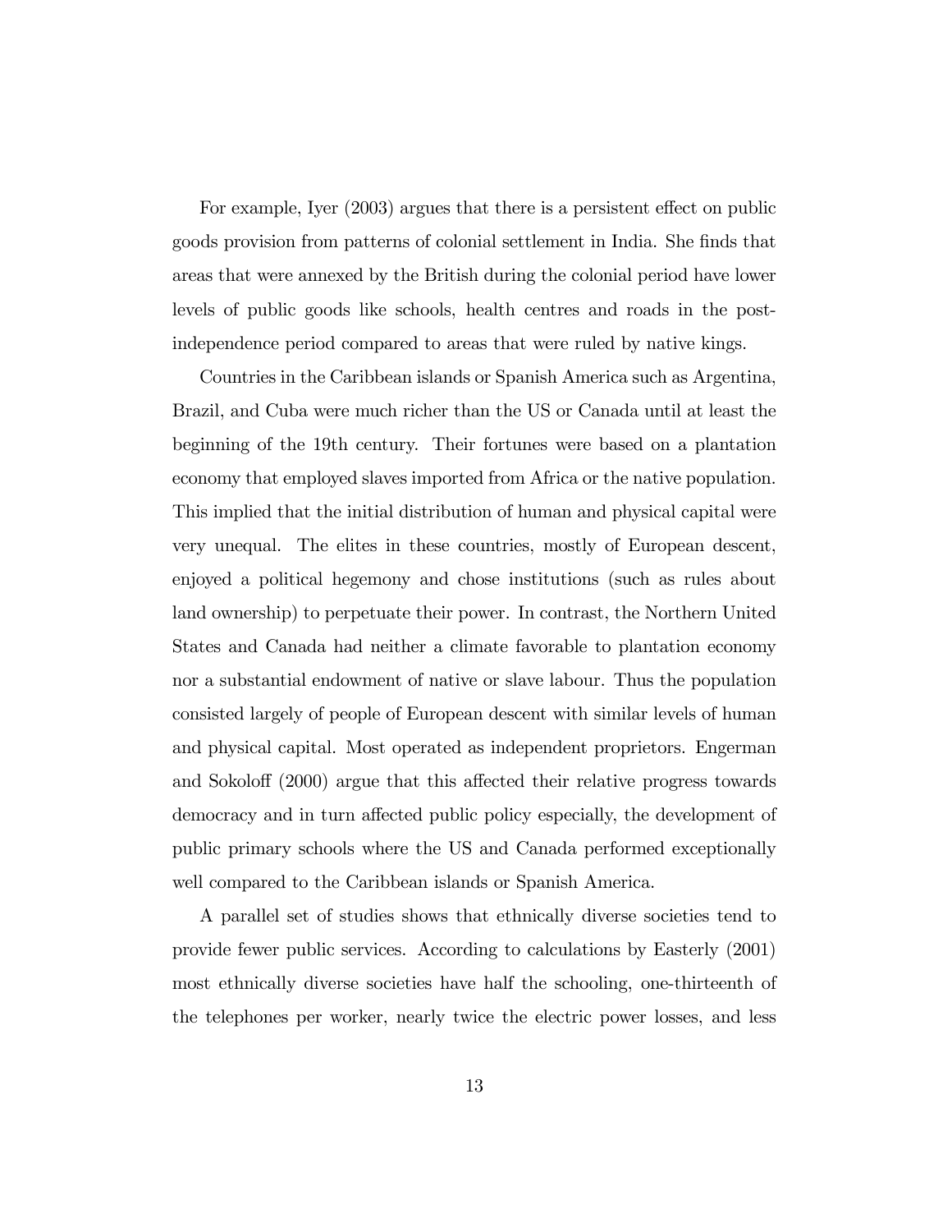For example, Iyer (2003) argues that there is a persistent effect on public goods provision from patterns of colonial settlement in India. She finds that areas that were annexed by the British during the colonial period have lower levels of public goods like schools, health centres and roads in the post-independence period compared to areas that were ruled by native kings.

Countries in the Caribbean islands or Spanish America such as Argentina, Brazil, and Cuba were much richer than the US or Canada until at least the beginning of the 19th century. Their fortunes were based on a plantation economy that employed slaves imported from Africa or the native population. This implied that the initial distribution of human and physical capital were very unequal. The elites in these countries, mostly of European descent, enjoyed a political hegemony and chose institutions (such as rules about land ownership) to perpetuate their power. In contrast, the Northern United States and Canada had neither a climate favorable to plantation economy nor a substantial endowment of native or slave labour. Thus the population consisted largely of people of European descent with similar levels of human and physical capital. Most operated as independent proprietors. Engerman and Sokoloff (2000) argue that this affected their relative progress towards democracy and in turn affected public policy especially, the development of public primary schools where the US and Canada performed exceptionally well compared to the Caribbean islands or Spanish America.

A parallel set of studies shows that ethnically diverse societies tend to provide fewer public services. According to calculations by Easterly (2001) most ethnically diverse societies have half the schooling, one-thirteenth of the telephones per worker, nearly twice the electric power losses, and less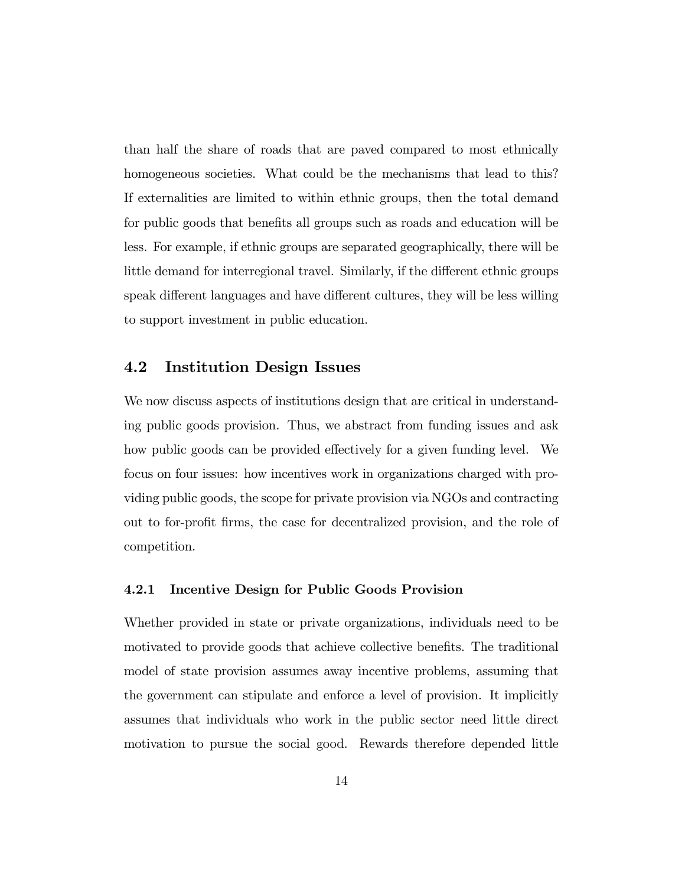than half the share of roads that are paved compared to most ethnically homogeneous societies. What could be the mechanisms that lead to this? If externalities are limited to within ethnic groups, then the total demand for public goods that benefits all groups such as roads and education will be less. For example, if ethnic groups are separated geographically, there will be little demand for interregional travel. Similarly, if the different ethnic groups speak different languages and have different cultures, they will be less willing to support investment in public education.

## 4.2 Institution Design Issues

We now discuss aspects of institutions design that are critical in understanding public goods provision. Thus, we abstract from funding issues and ask how public goods can be provided effectively for a given funding level. We focus on four issues: how incentives work in organizations charged with providing public goods, the scope for private provision via NGOs and contracting out to for-profit firms, the case for decentralized provision, and the role of competition.

### 4.2.1 Incentive Design for Public Goods Provision

Whether provided in state or private organizations, individuals need to be motivated to provide goods that achieve collective benefits. The traditional model of state provision assumes away incentive problems, assuming that the government can stipulate and enforce a level of provision. It implicitly assumes that individuals who work in the public sector need little direct motivation to pursue the social good. Rewards therefore depended little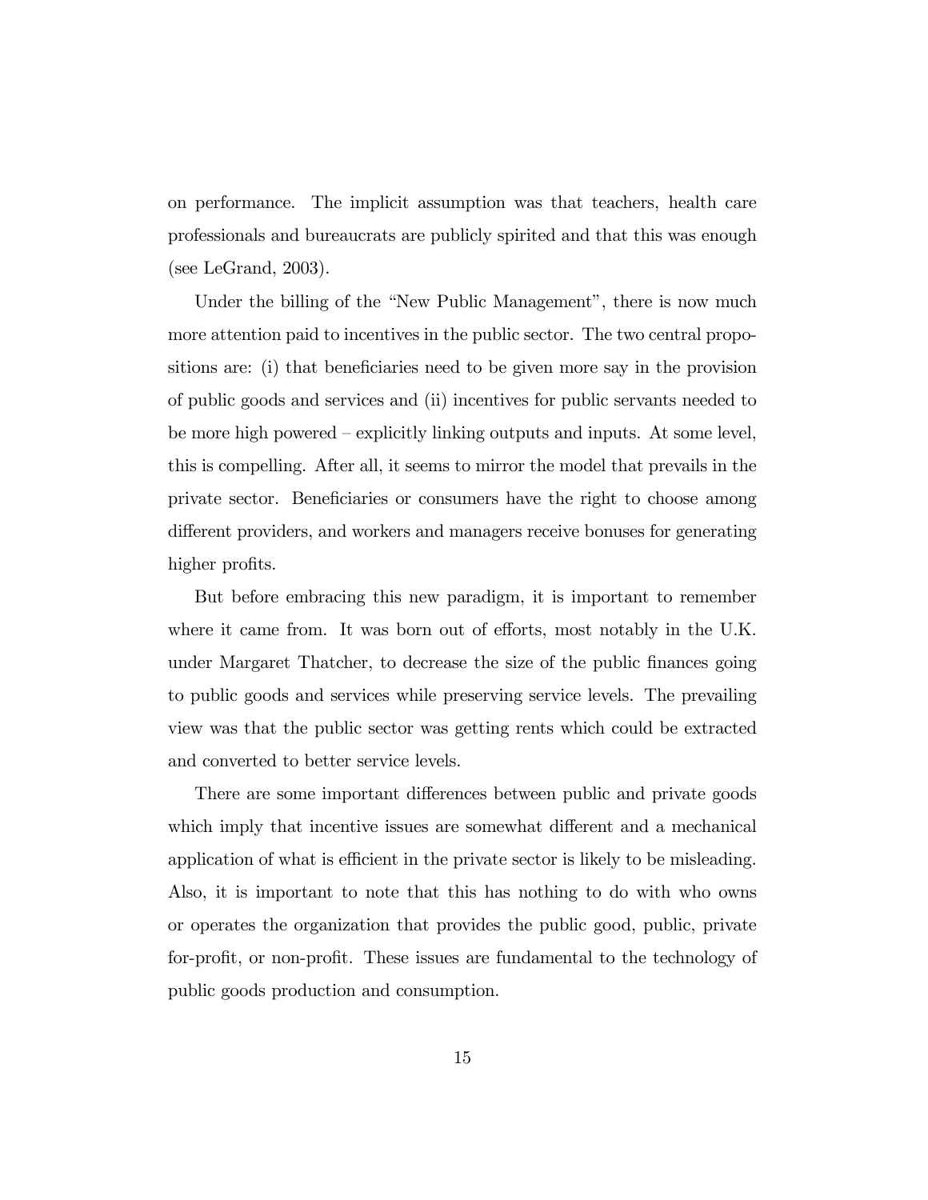on performance. The implicit assumption was that teachers, health care professionals and bureaucrats are publicly spirited and that this was enough (see LeGrand, 2003).

Under the billing of the "New Public Management", there is now much more attention paid to incentives in the public sector. The two central propositions are: (i) that beneficiaries need to be given more say in the provision of public goods and services and (ii) incentives for public servants needed to be more high powered – explicitly linking outputs and inputs. At some level, this is compelling. After all, it seems to mirror the model that prevails in the private sector. Beneficiaries or consumers have the right to choose among different providers, and workers and managers receive bonuses for generating higher profits.

But before embracing this new paradigm, it is important to remember where it came from. It was born out of efforts, most notably in the U.K. under Margaret Thatcher, to decrease the size of the public finances going to public goods and services while preserving service levels. The prevailing view was that the public sector was getting rents which could be extracted and converted to better service levels.

There are some important differences between public and private goods which imply that incentive issues are somewhat different and a mechanical application of what is efficient in the private sector is likely to be misleading. Also, it is important to note that this has nothing to do with who owns or operates the organization that provides the public good, public, private for-profit, or non-profit. These issues are fundamental to the technology of public goods production and consumption.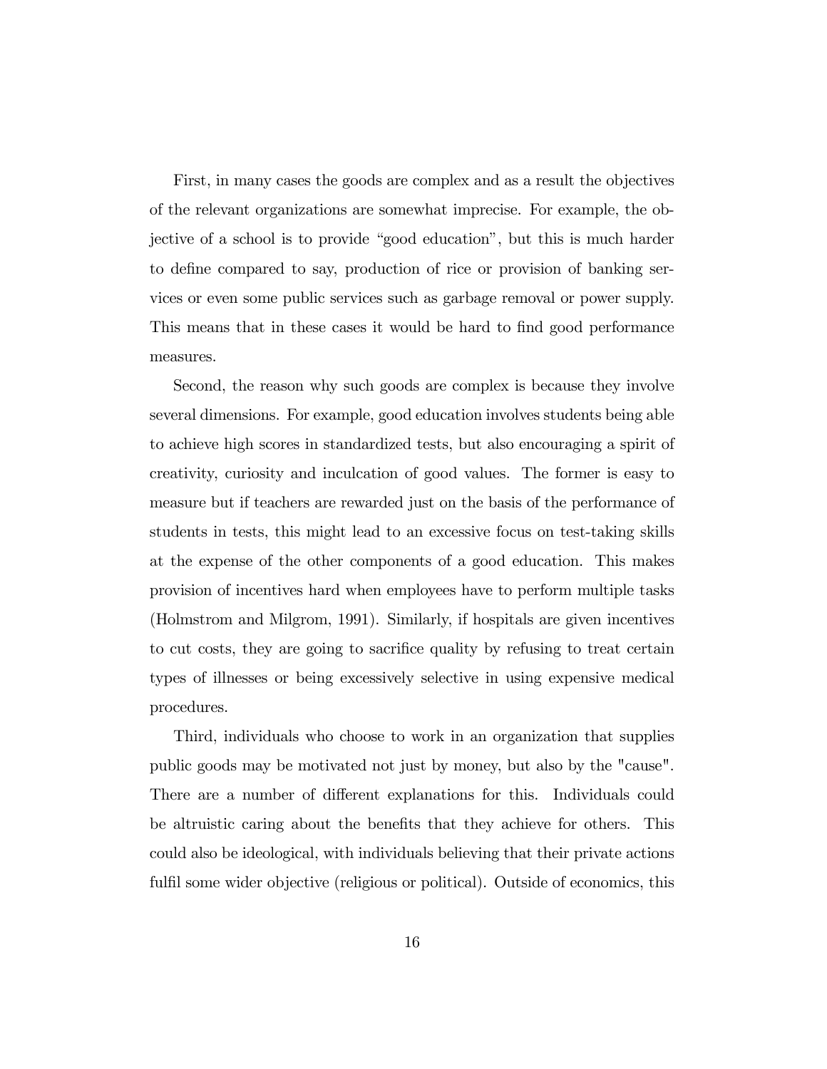First, in many cases the goods are complex and as a result the objectives of the relevant organizations are somewhat imprecise. For example, the objective of a school is to provide “good education”, but this is much harder to define compared to say, production of rice or provision of banking services or even some public services such as garbage removal or power supply. This means that in these cases it would be hard to find good performance measures.

Second, the reason why such goods are complex is because they involve several dimensions. For example, good education involves students being able to achieve high scores in standardized tests, but also encouraging a spirit of creativity, curiosity and inculcation of good values. The former is easy to measure but if teachers are rewarded just on the basis of the performance of students in tests, this might lead to an excessive focus on test-taking skills at the expense of the other components of a good education. This makes provision of incentives hard when employees have to perform multiple tasks (Holmstrom and Milgrom, 1991). Similarly, if hospitals are given incentives to cut costs, they are going to sacrifice quality by refusing to treat certain types of illnesses or being excessively selective in using expensive medical procedures.

Third, individuals who choose to work in an organization that supplies public goods may be motivated not just by money, but also by the "cause". There are a number of different explanations for this. Individuals could be altruistic caring about the benefits that they achieve for others. This could also be ideological, with individuals believing that their private actions fulfil some wider objective (religious or political). Outside of economics, this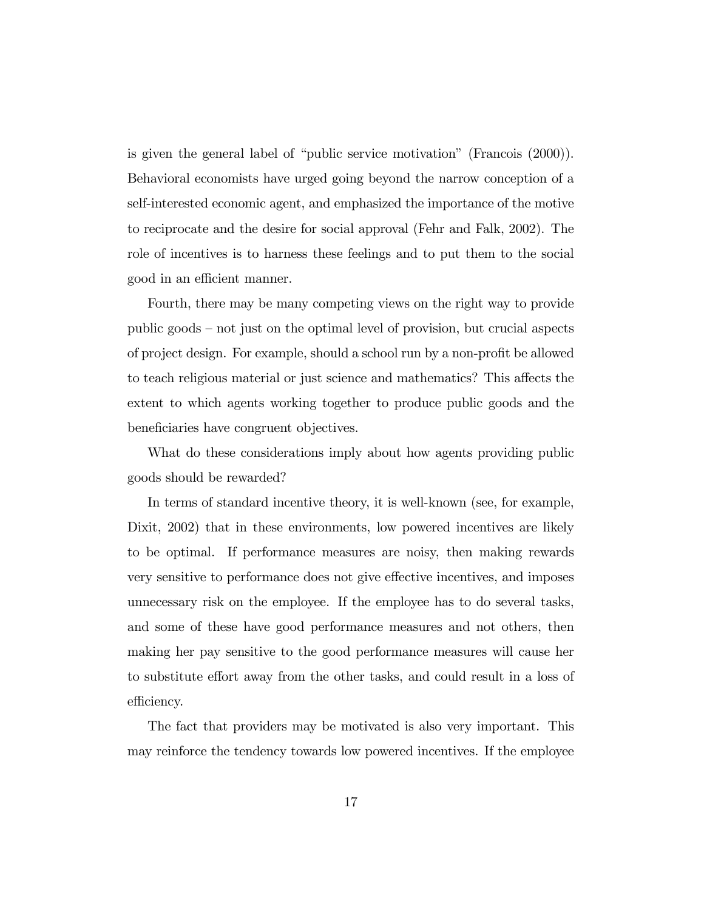is given the general label of "public service motivation" (Francois (2000)). Behavioral economists have urged going beyond the narrow conception of a self-interested economic agent, and emphasized the importance of the motive to reciprocate and the desire for social approval (Fehr and Falk, 2002). The role of incentives is to harness these feelings and to put them to the social good in an efficient manner.

Fourth, there may be many competing views on the right way to provide public goods – not just on the optimal level of provision, but crucial aspects of project design. For example, should a school run by a non-profit be allowed to teach religious material or just science and mathematics? This affects the extent to which agents working together to produce public goods and the beneficiaries have congruent objectives.

What do these considerations imply about how agents providing public goods should be rewarded?

In terms of standard incentive theory, it is well-known (see, for example, Dixit, 2002) that in these environments, low powered incentives are likely to be optimal. If performance measures are noisy, then making rewards very sensitive to performance does not give effective incentives, and imposes unnecessary risk on the employee. If the employee has to do several tasks, and some of these have good performance measures and not others, then making her pay sensitive to the good performance measures will cause her to substitute effort away from the other tasks, and could result in a loss of efficiency.

The fact that providers may be motivated is also very important. This may reinforce the tendency towards low powered incentives. If the employee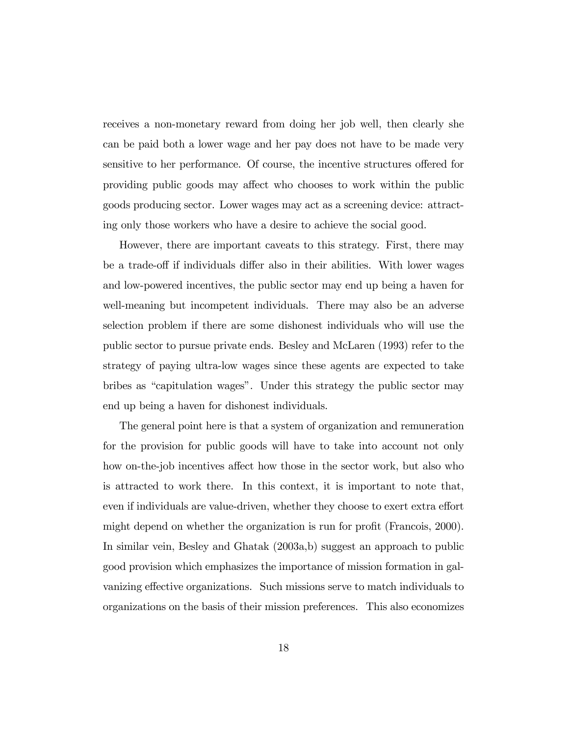receives a non-monetary reward from doing her job well, then clearly she can be paid both a lower wage and her pay does not have to be made very sensitive to her performance. Of course, the incentive structures offered for providing public goods may affect who chooses to work within the public goods producing sector. Lower wages may act as a screening device: attracting only those workers who have a desire to achieve the social good.

However, there are important caveats to this strategy. First, there may be a trade-off if individuals differ also in their abilities. With lower wages and low-powered incentives, the public sector may end up being a haven for well-meaning but incompetent individuals. There may also be an adverse selection problem if there are some dishonest individuals who will use the public sector to pursue private ends. Besley and McLaren (1993) refer to the strategy of paying ultra-low wages since these agents are expected to take bribes as "capitulation wages". Under this strategy the public sector may end up being a haven for dishonest individuals.

The general point here is that a system of organization and remuneration for the provision for public goods will have to take into account not only how on-the-job incentives affect how those in the sector work, but also who is attracted to work there. In this context, it is important to note that, even if individuals are value-driven, whether they choose to exert extra effort might depend on whether the organization is run for profit (Francois, 2000). In similar vein, Besley and Ghatak (2003a,b) suggest an approach to public good provision which emphasizes the importance of mission formation in galvanizing effective organizations. Such missions serve to match individuals to organizations on the basis of their mission preferences. This also economizes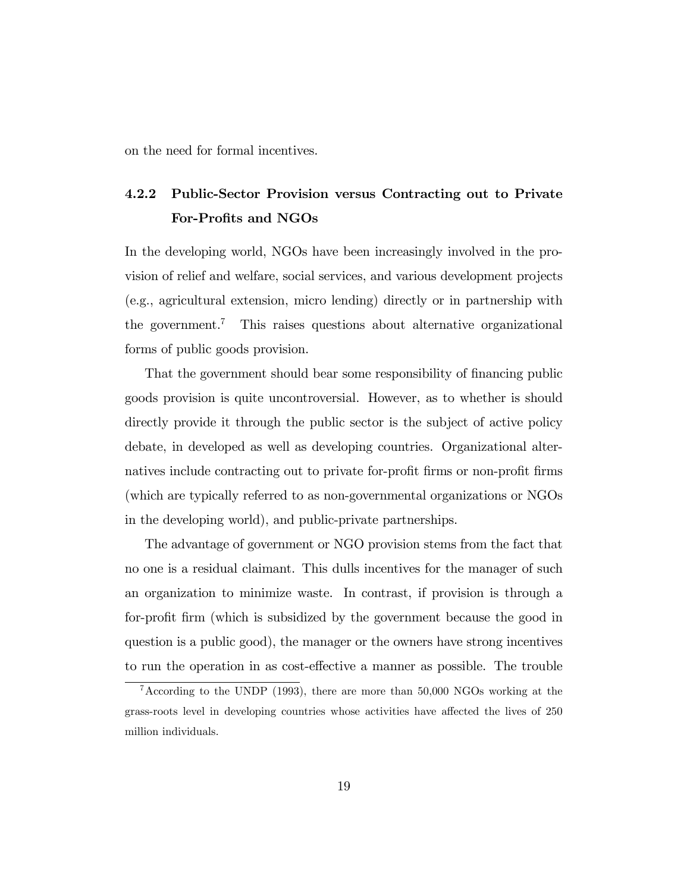on the need for formal incentives.

### 4.2.2 Public-Sector Provision versus Contracting out to Private For-Profits and NGOs

In the developing world, NGOs have been increasingly involved in the provision of relief and welfare, social services, and various development projects (e.g., agricultural extension, micro lending) directly or in partnership with the government.[7] This raises questions about alternative organizational forms of public goods provision.

That the government should bear some responsibility of financing public goods provision is quite uncontroversial. However, as to whether is should directly provide it through the public sector is the subject of active policy debate, in developed as well as developing countries. Organizational alternatives include contracting out to private for-profit firms or non-profit firms (which are typically referred to as non-governmental organizations or NGOs in the developing world), and public-private partnerships.

The advantage of government or NGO provision stems from the fact that no one is a residual claimant. This dulls incentives for the manager of such an organization to minimize waste. In contrast, if provision is through a for-profit firm (which is subsidized by the government because the good in question is a public good), the manager or the owners have strong incentives to run the operation in as cost-effective a manner as possible. The trouble

[7] According to the UNDP (1993), there are more than 50,000 NGOs working at the grass-roots level in developing countries whose activities have affected the lives of 250 million individuals.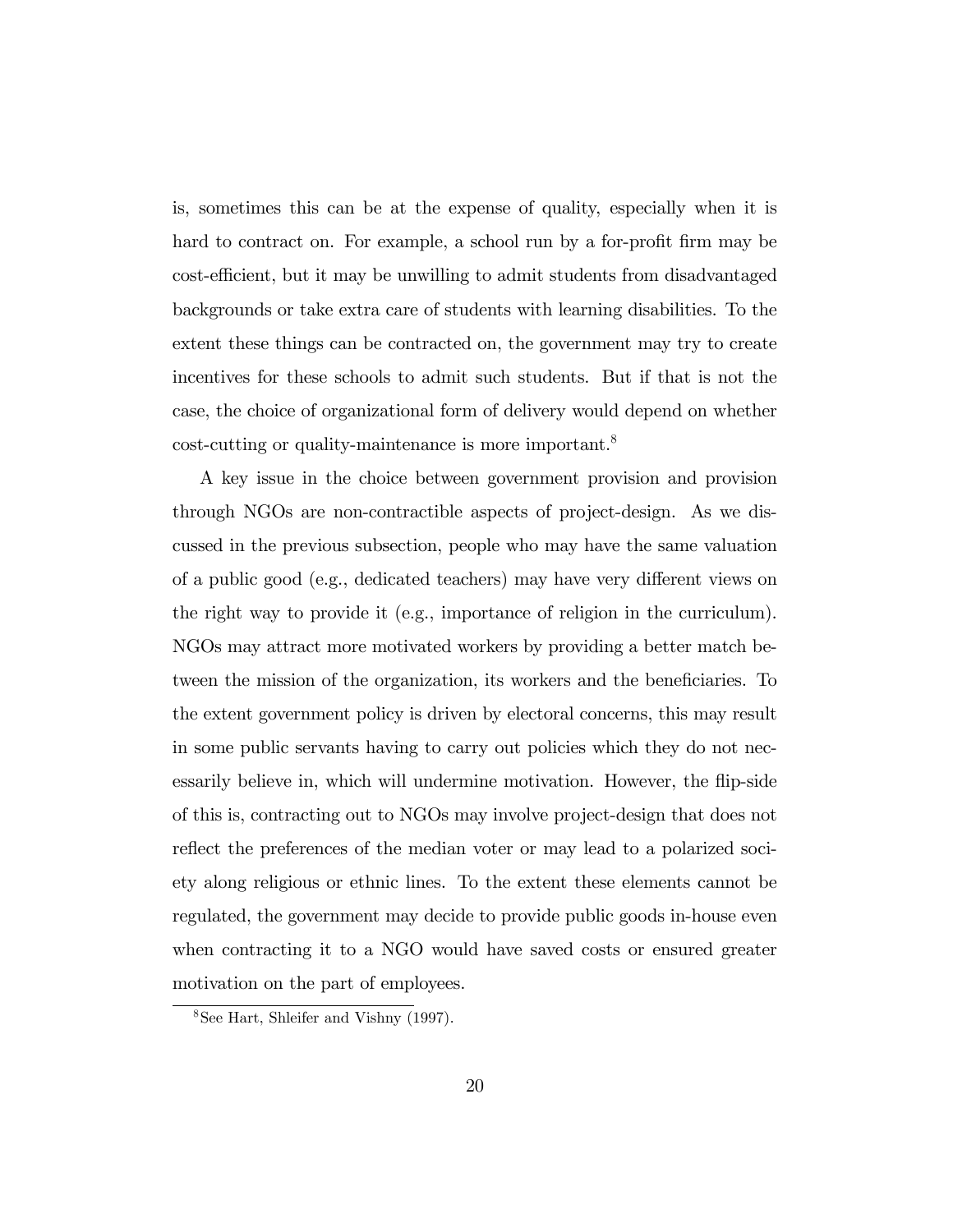is, sometimes this can be at the expense of quality, especially when it is hard to contract on. For example, a school run by a for-profit firm may be cost-efficient, but it may be unwilling to admit students from disadvantaged backgrounds or take extra care of students with learning disabilities. To the extent these things can be contracted on, the government may try to create incentives for these schools to admit such students. But if that is not the case, the choice of organizational form of delivery would depend on whether cost-cutting or quality-maintenance is more important.[8]

A key issue in the choice between government provision and provision through NGOs are non-contractible aspects of project-design. As we discussed in the previous subsection, people who may have the same valuation of a public good (e.g., dedicated teachers) may have very different views on the right way to provide it (e.g., importance of religion in the curriculum). NGOs may attract more motivated workers by providing a better match between the mission of the organization, its workers and the beneficiaries. To the extent government policy is driven by electoral concerns, this may result in some public servants having to carry out policies which they do not necessarily believe in, which will undermine motivation. However, the flip-side of this is, contracting out to NGOs may involve project-design that does not reflect the preferences of the median voter or may lead to a polarized society along religious or ethnic lines. To the extent these elements cannot be regulated, the government may decide to provide public goods in-house even when contracting it to a NGO would have saved costs or ensured greater motivation on the part of employees.

[8] See Hart, Shleifer and Vishny (1997).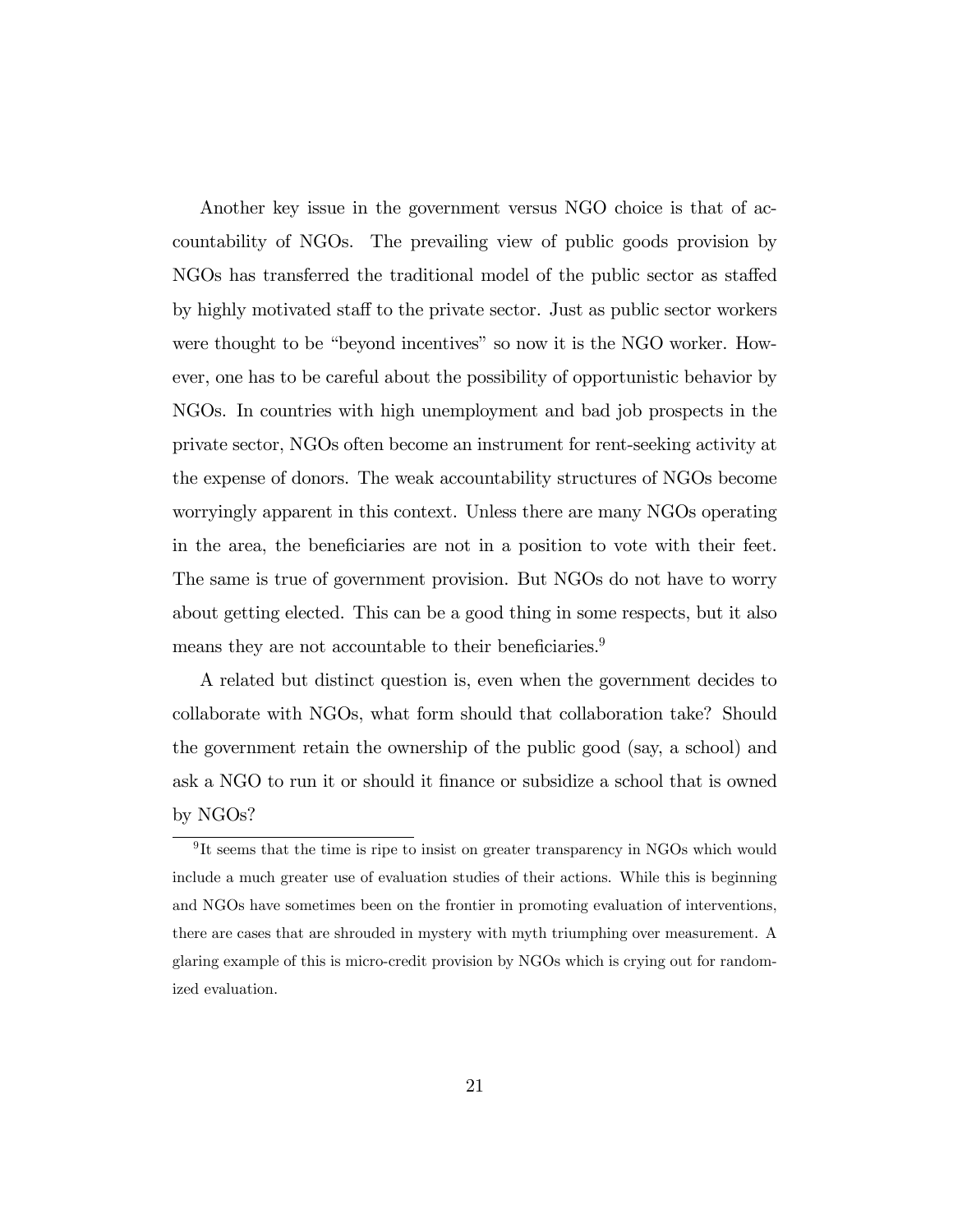Another key issue in the government versus NGO choice is that of accountability of NGOs. The prevailing view of public goods provision by NGOs has transferred the traditional model of the public sector as staffed by highly motivated staff to the private sector. Just as public sector workers were thought to be "beyond incentives" so now it is the NGO worker. However, one has to be careful about the possibility of opportunistic behavior by NGOs. In countries with high unemployment and bad job prospects in the private sector, NGOs often become an instrument for rent-seeking activity at the expense of donors. The weak accountability structures of NGOs become worryingly apparent in this context. Unless there are many NGOs operating in the area, the beneficiaries are not in a position to vote with their feet. The same is true of government provision. But NGOs do not have to worry about getting elected. This can be a good thing in some respects, but it also means they are not accountable to their beneficiaries.[9]

A related but distinct question is, even when the government decides to collaborate with NGOs, what form should that collaboration take? Should the government retain the ownership of the public good (say, a school) and ask a NGO to run it or should it finance or subsidize a school that is owned by NGOs?

[9] It seems that the time is ripe to insist on greater transparency in NGOs which would include a much greater use of evaluation studies of their actions. While this is beginning and NGOs have sometimes been on the frontier in promoting evaluation of interventions, there are cases that are shrouded in mystery with myth triumphing over measurement. A glaring example of this is micro-credit provision by NGOs which is crying out for randomized evaluation.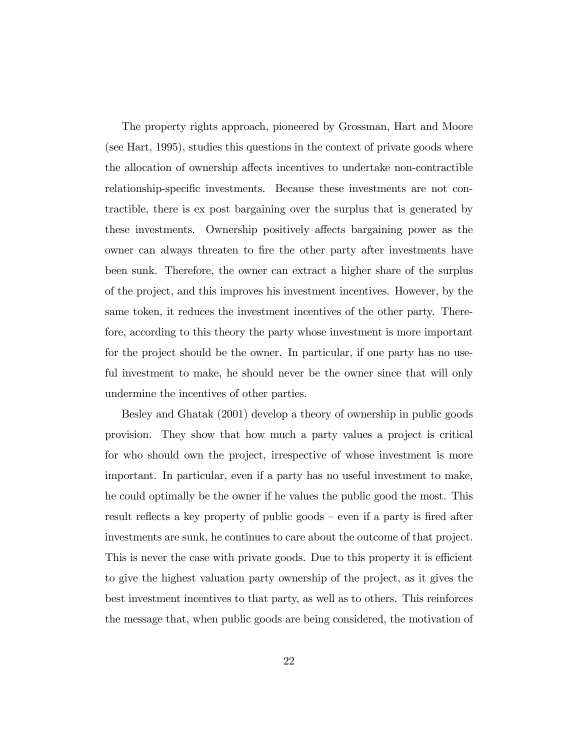The property rights approach, pioneered by Grossman, Hart and Moore (see Hart, 1995), studies this questions in the context of private goods where the allocation of ownership affects incentives to undertake non-contractible relationship-specific investments. Because these investments are not contractible, there is ex post bargaining over the surplus that is generated by these investments. Ownership positively affects bargaining power as the owner can always threaten to fire the other party after investments have been sunk. Therefore, the owner can extract a higher share of the surplus of the project, and this improves his investment incentives. However, by the same token, it reduces the investment incentives of the other party. Therefore, according to this theory the party whose investment is more important for the project should be the owner. In particular, if one party has no useful investment to make, he should never be the owner since that will only undermine the incentives of other parties.

Besley and Ghatak (2001) develop a theory of ownership in public goods provision. They show that how much a party values a project is critical for who should own the project, irrespective of whose investment is more important. In particular, even if a party has no useful investment to make, he could optimally be the owner if he values the public good the most. This result reflects a key property of public goods – even if a party is fired after investments are sunk, he continues to care about the outcome of that project. This is never the case with private goods. Due to this property it is efficient to give the highest valuation party ownership of the project, as it gives the best investment incentives to that party, as well as to others. This reinforces the message that, when public goods are being considered, the motivation of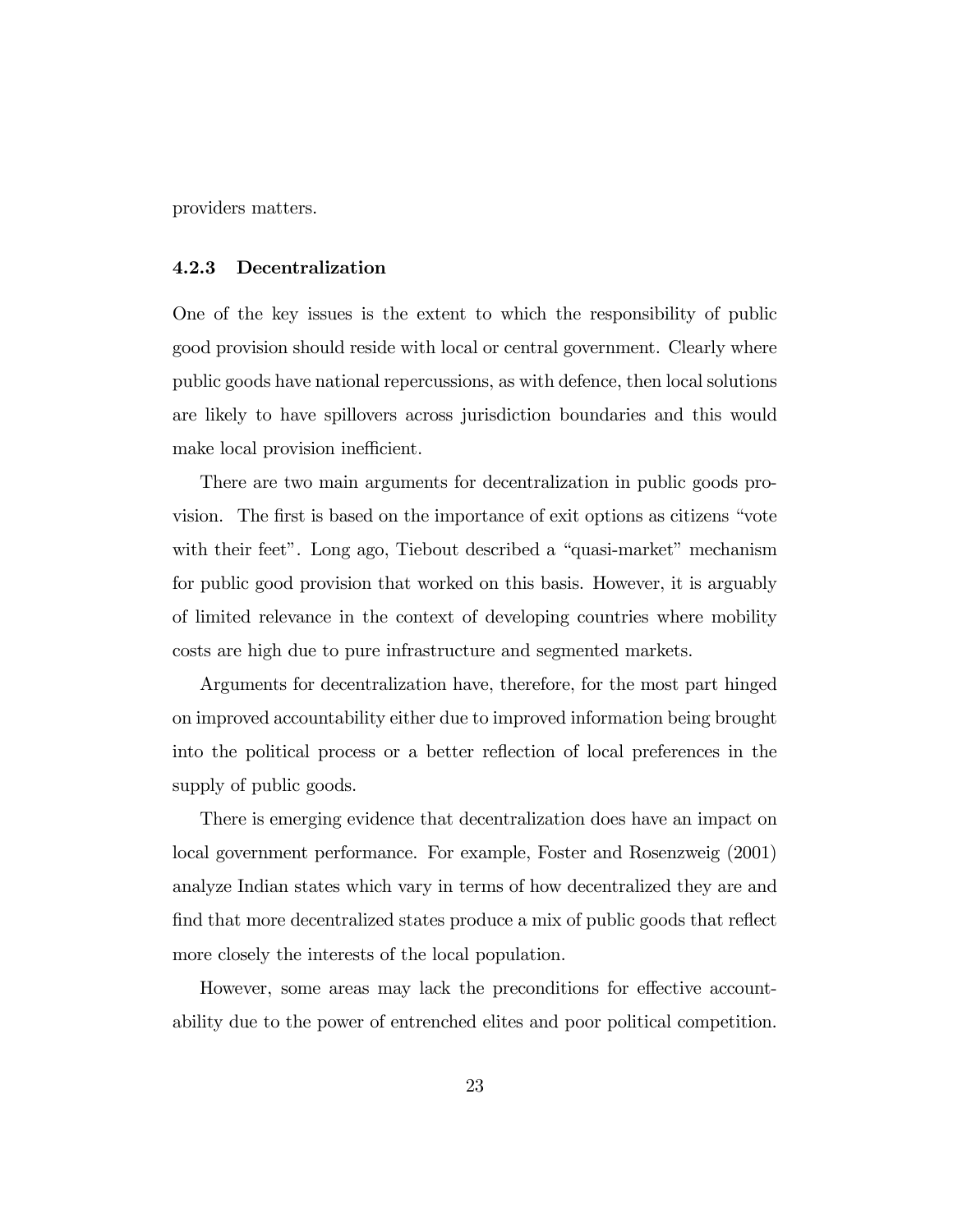providers matters.

### 4.2.3 Decentralization

One of the key issues is the extent to which the responsibility of public good provision should reside with local or central government. Clearly where public goods have national repercussions, as with defence, then local solutions are likely to have spillovers across jurisdiction boundaries and this would make local provision inefficient.

There are two main arguments for decentralization in public goods provision. The first is based on the importance of exit options as citizens "vote with their feet". Long ago, Tiebout described a "quasi-market" mechanism for public good provision that worked on this basis. However, it is arguably of limited relevance in the context of developing countries where mobility costs are high due to pure infrastructure and segmented markets.

Arguments for decentralization have, therefore, for the most part hinged on improved accountability either due to improved information being brought into the political process or a better reflection of local preferences in the supply of public goods.

There is emerging evidence that decentralization does have an impact on local government performance. For example, Foster and Rosenzweig (2001) analyze Indian states which vary in terms of how decentralized they are and find that more decentralized states produce a mix of public goods that reflect more closely the interests of the local population.

However, some areas may lack the preconditions for effective accountability due to the power of entrenched elites and poor political competition.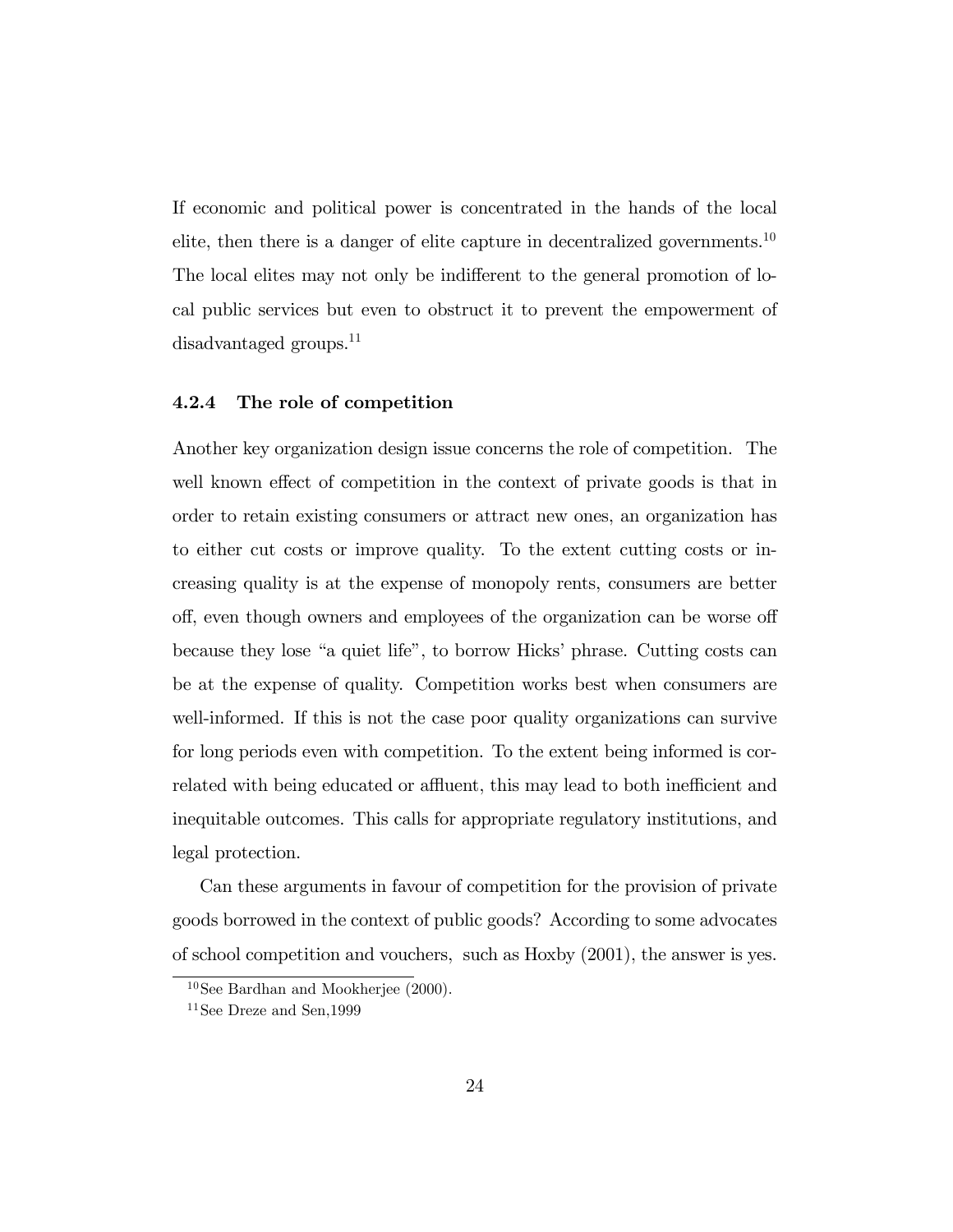If economic and political power is concentrated in the hands of the local elite, then there is a danger of elite capture in decentralized governments.[10] The local elites may not only be indifferent to the general promotion of local public services but even to obstruct it to prevent the empowerment of disadvantaged groups.[11]

### 4.2.4 The role of competition

Another key organization design issue concerns the role of competition. The well known effect of competition in the context of private goods is that in order to retain existing consumers or attract new ones, an organization has to either cut costs or improve quality. To the extent cutting costs or increasing quality is at the expense of monopoly rents, consumers are better off, even though owners and employees of the organization can be worse off because they lose "a quiet life", to borrow Hicks' phrase. Cutting costs can be at the expense of quality. Competition works best when consumers are well-informed. If this is not the case poor quality organizations can survive for long periods even with competition. To the extent being informed is correlated with being educated or affluent, this may lead to both inefficient and inequitable outcomes. This calls for appropriate regulatory institutions, and legal protection.

Can these arguments in favour of competition for the provision of private goods borrowed in the context of public goods? According to some advocates of school competition and vouchers, such as Hoxby (2001), the answer is yes.

[10] See Bardhan and Mookherjee (2000).

[11] See Dreze and Sen,1999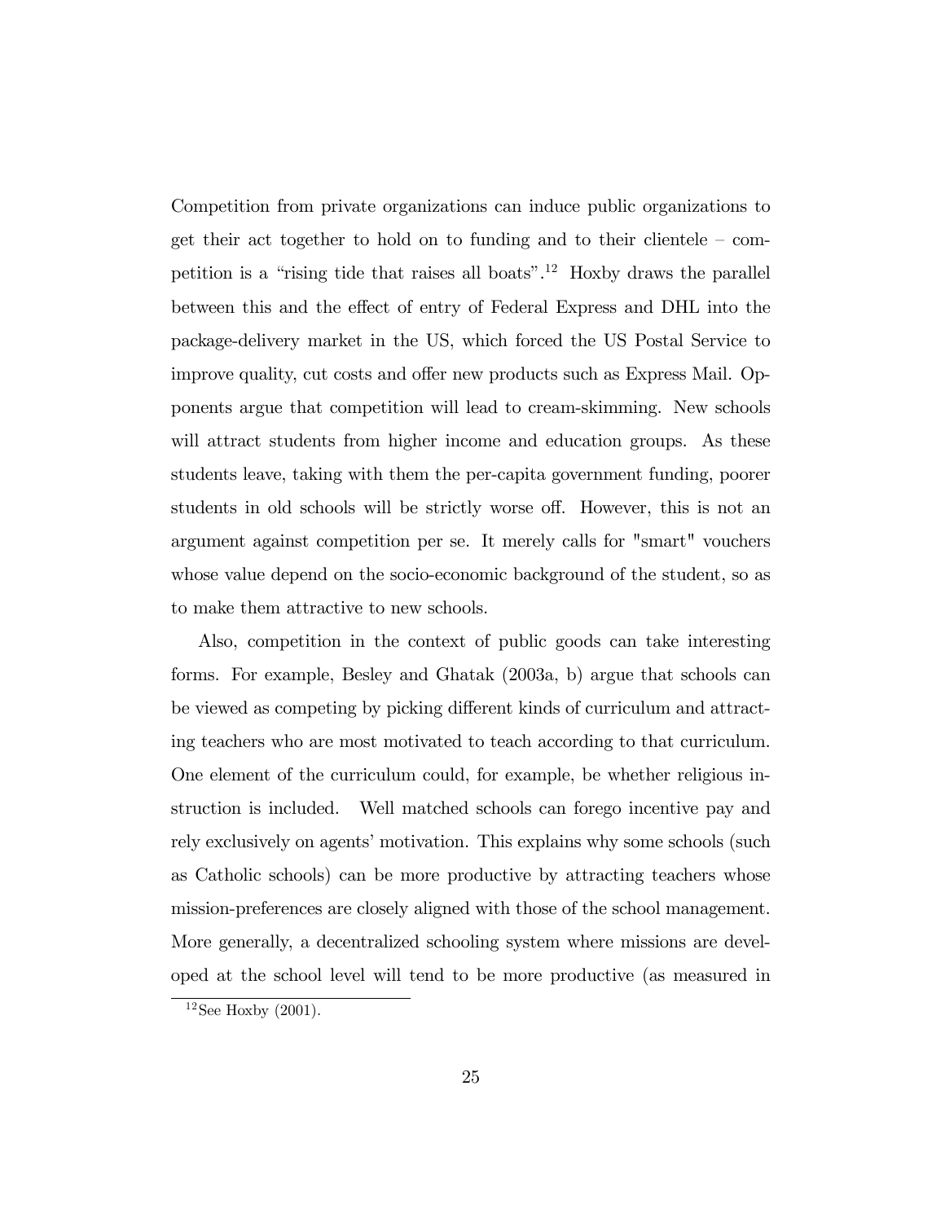Competition from private organizations can induce public organizations to get their act together to hold on to funding and to their clientele – competition is a "rising tide that raises all boats".[12] Hoxby draws the parallel between this and the effect of entry of Federal Express and DHL into the package-delivery market in the US, which forced the US Postal Service to improve quality, cut costs and offer new products such as Express Mail. Opponents argue that competition will lead to cream-skimming. New schools will attract students from higher income and education groups. As these students leave, taking with them the per-capita government funding, poorer students in old schools will be strictly worse off. However, this is not an argument against competition per se. It merely calls for "smart" vouchers whose value depend on the socio-economic background of the student, so as to make them attractive to new schools.

Also, competition in the context of public goods can take interesting forms. For example, Besley and Ghatak (2003a, b) argue that schools can be viewed as competing by picking different kinds of curriculum and attracting teachers who are most motivated to teach according to that curriculum. One element of the curriculum could, for example, be whether religious instruction is included. Well matched schools can forego incentive pay and rely exclusively on agents' motivation. This explains why some schools (such as Catholic schools) can be more productive by attracting teachers whose mission-preferences are closely aligned with those of the school management. More generally, a decentralized schooling system where missions are developed at the school level will tend to be more productive (as measured in

[12] See Hoxby (2001).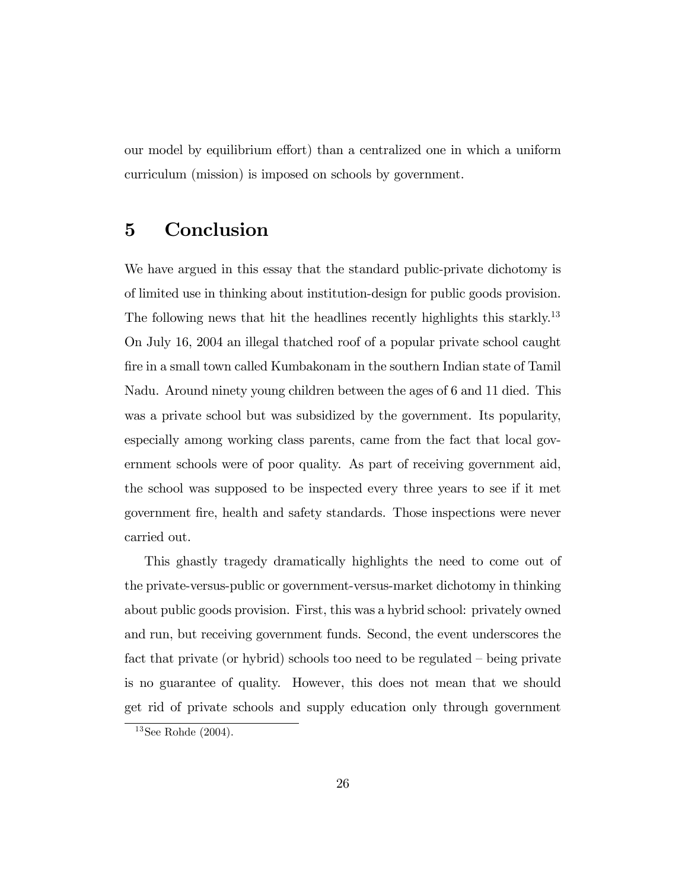our model by equilibrium effort) than a centralized one in which a uniform curriculum (mission) is imposed on schools by government.

# 5 Conclusion

We have argued in this essay that the standard public-private dichotomy is of limited use in thinking about institution-design for public goods provision. The following news that hit the headlines recently highlights this starkly.[13] On July 16, 2004 an illegal thatched roof of a popular private school caught fire in a small town called Kumbakonam in the southern Indian state of Tamil Nadu. Around ninety young children between the ages of 6 and 11 died. This was a private school but was subsidized by the government. Its popularity, especially among working class parents, came from the fact that local government schools were of poor quality. As part of receiving government aid, the school was supposed to be inspected every three years to see if it met government fire, health and safety standards. Those inspections were never carried out.

This ghastly tragedy dramatically highlights the need to come out of the private-versus-public or government-versus-market dichotomy in thinking about public goods provision. First, this was a hybrid school: privately owned and run, but receiving government funds. Second, the event underscores the fact that private (or hybrid) schools too need to be regulated – being private is no guarantee of quality. However, this does not mean that we should get rid of private schools and supply education only through government

[13] See Rohde (2004).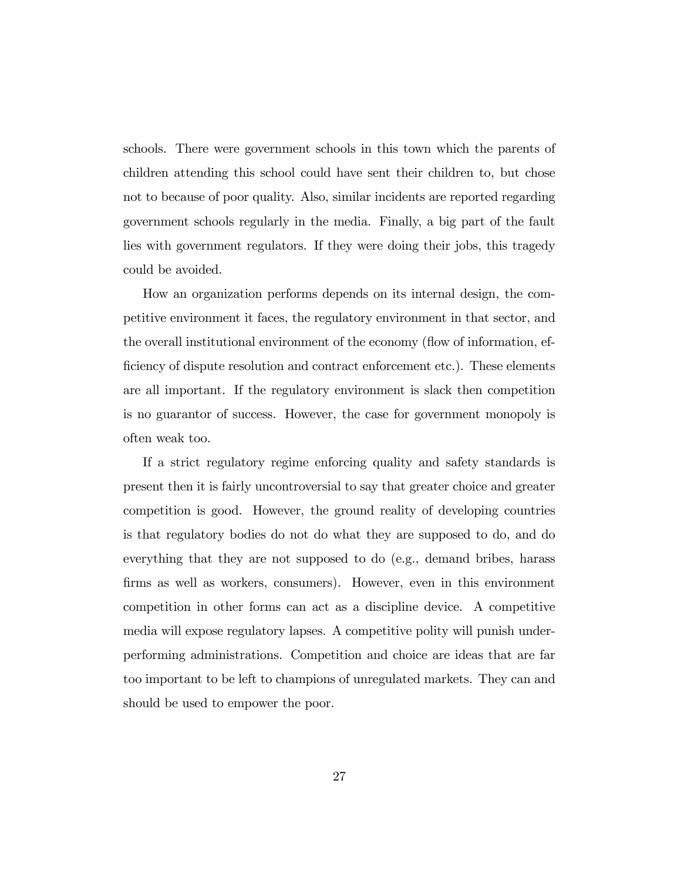schools. There were government schools in this town which the parents of children attending this school could have sent their children to, but chose not to because of poor quality. Also, similar incidents are reported regarding government schools regularly in the media. Finally, a big part of the fault lies with government regulators. If they were doing their jobs, this tragedy could be avoided.

How an organization performs depends on its internal design, the competitive environment it faces, the regulatory environment in that sector, and the overall institutional environment of the economy (flow of information, efficiency of dispute resolution and contract enforcement etc.). These elements are all important. If the regulatory environment is slack then competition is no guarantor of success. However, the case for government monopoly is often weak too.

If a strict regulatory regime enforcing quality and safety standards is present then it is fairly uncontroversial to say that greater choice and greater competition is good. However, the ground reality of developing countries is that regulatory bodies do not do what they are supposed to do, and do everything that they are not supposed to do (e.g., demand bribes, harass firms as well as workers, consumers). However, even in this environment competition in other forms can act as a discipline device. A competitive media will expose regulatory lapses. A competitive polity will punish underperforming administrations. Competition and choice are ideas that are far too important to be left to champions of unregulated markets. They can and should be used to empower the poor.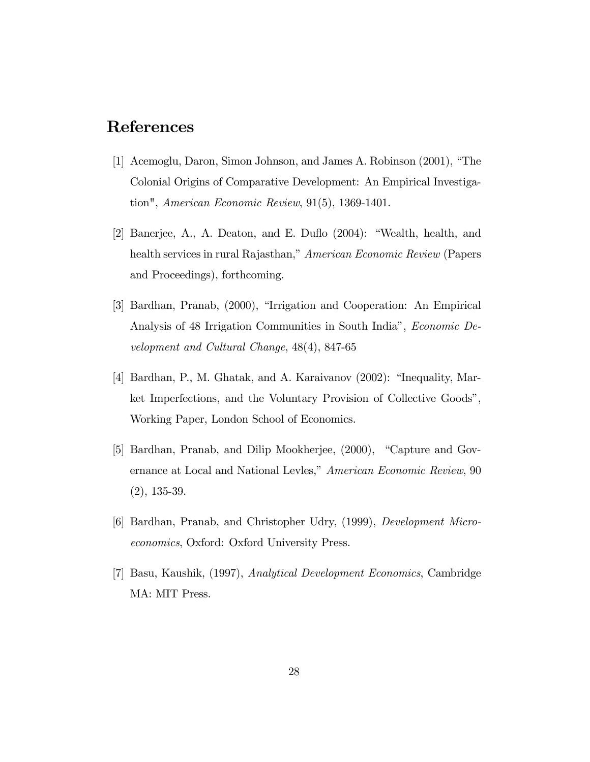# References

[1] Acemoglu, Daron, Simon Johnson, and James A. Robinson (2001), "The Colonial Origins of Comparative Development: An Empirical Investigation", *American Economic Review*, 91(5), 1369-1401.

[2] Banerjee, A., A. Deaton, and E. Duflo (2004): "Wealth, health, and health services in rural Rajasthan," *American Economic Review* (Papers and Proceedings), forthcoming.

[3] Bardhan, Pranab, (2000), "Irrigation and Cooperation: An Empirical Analysis of 48 Irrigation Communities in South India", *Economic Development and Cultural Change*, 48(4), 847-65

[4] Bardhan, P., M. Ghatak, and A. Karaivanov (2002): "Inequality, Market Imperfections, and the Voluntary Provision of Collective Goods", Working Paper, London School of Economics.

[5] Bardhan, Pranab, and Dilip Mookherjee, (2000), "Capture and Governance at Local and National Levles," *American Economic Review*, 90 (2), 135-39.

[6] Bardhan, Pranab, and Christopher Udry, (1999), *Development Microeconomics*, Oxford: Oxford University Press.

[7] Basu, Kaushik, (1997), *Analytical Development Economics*, Cambridge MA: MIT Press.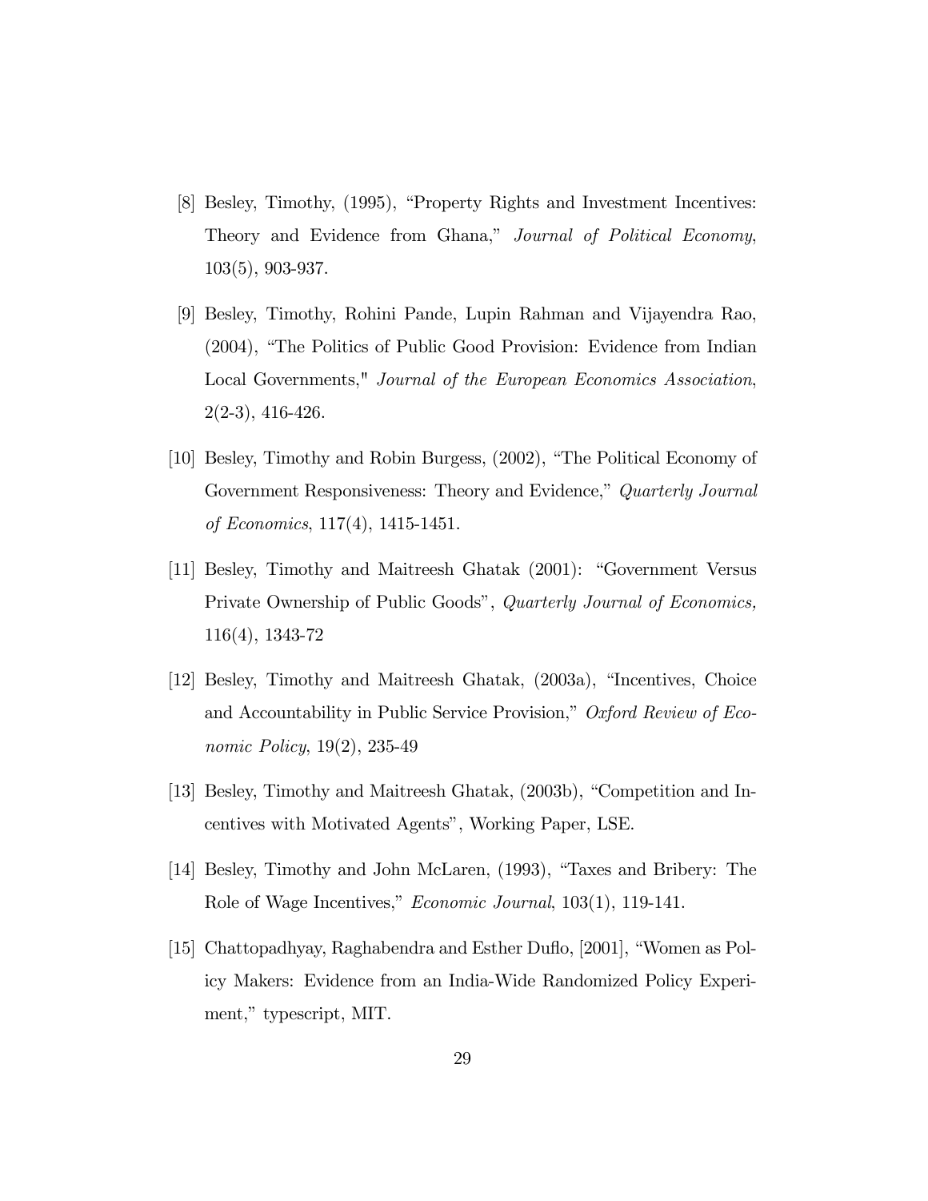[8] Besley, Timothy, (1995), "Property Rights and Investment Incentives: Theory and Evidence from Ghana," *Journal of Political Economy*, 103(5), 903-937.

[9] Besley, Timothy, Rohini Pande, Lupin Rahman and Vijayendra Rao, (2004), "The Politics of Public Good Provision: Evidence from Indian Local Governments," *Journal of the European Economics Association*, 2(2-3), 416-426.

[10] Besley, Timothy and Robin Burgess, (2002), "The Political Economy of Government Responsiveness: Theory and Evidence," *Quarterly Journal of Economics*, 117(4), 1415-1451.

[11] Besley, Timothy and Maitreesh Ghatak (2001): "Government Versus Private Ownership of Public Goods", *Quarterly Journal of Economics,* 116(4), 1343-72

[12] Besley, Timothy and Maitreesh Ghatak, (2003a), "Incentives, Choice and Accountability in Public Service Provision," *Oxford Review of Economic Policy*, 19(2), 235-49

[13] Besley, Timothy and Maitreesh Ghatak, (2003b), "Competition and Incentives with Motivated Agents", Working Paper, LSE.

[14] Besley, Timothy and John McLaren, (1993), "Taxes and Bribery: The Role of Wage Incentives," *Economic Journal*, 103(1), 119-141.

[15] Chattopadhyay, Raghabendra and Esther Duflo, [2001], "Women as Policy Makers: Evidence from an India-Wide Randomized Policy Experiment," typescript, MIT.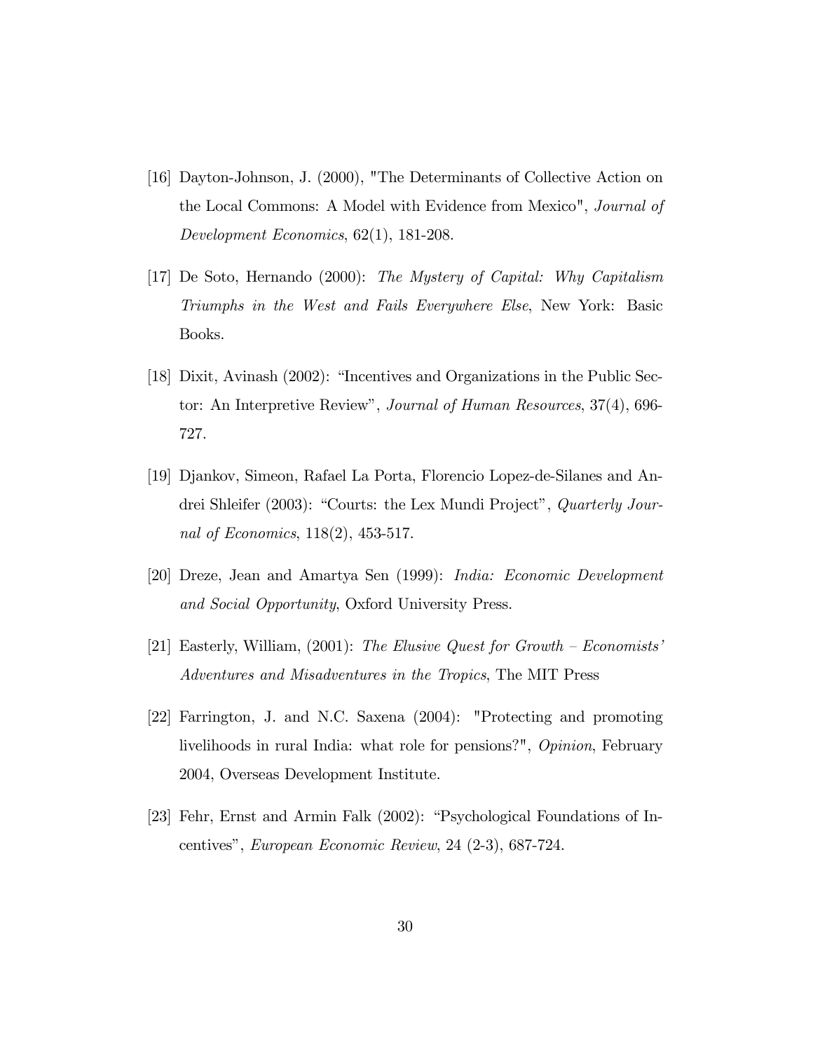[16] Dayton-Johnson, J. (2000), "The Determinants of Collective Action on the Local Commons: A Model with Evidence from Mexico", *Journal of Development Economics*, 62(1), 181-208.

[17] De Soto, Hernando (2000): *The Mystery of Capital: Why Capitalism Triumphs in the West and Fails Everywhere Else*, New York: Basic Books.

[18] Dixit, Avinash (2002): "Incentives and Organizations in the Public Sector: An Interpretive Review", *Journal of Human Resources*, 37(4), 696-727.

[19] Djankov, Simeon, Rafael La Porta, Florencio Lopez-de-Silanes and Andrei Shleifer (2003): "Courts: the Lex Mundi Project", *Quarterly Journal of Economics*, 118(2), 453-517.

[20] Dreze, Jean and Amartya Sen (1999): *India: Economic Development and Social Opportunity*, Oxford University Press.

[21] Easterly, William, (2001): *The Elusive Quest for Growth – Economists' Adventures and Misadventures in the Tropics*, The MIT Press

[22] Farrington, J. and N.C. Saxena (2004): "Protecting and promoting livelihoods in rural India: what role for pensions?", *Opinion*, February 2004, Overseas Development Institute.

[23] Fehr, Ernst and Armin Falk (2002): "Psychological Foundations of Incentives", *European Economic Review*, 24 (2-3), 687-724.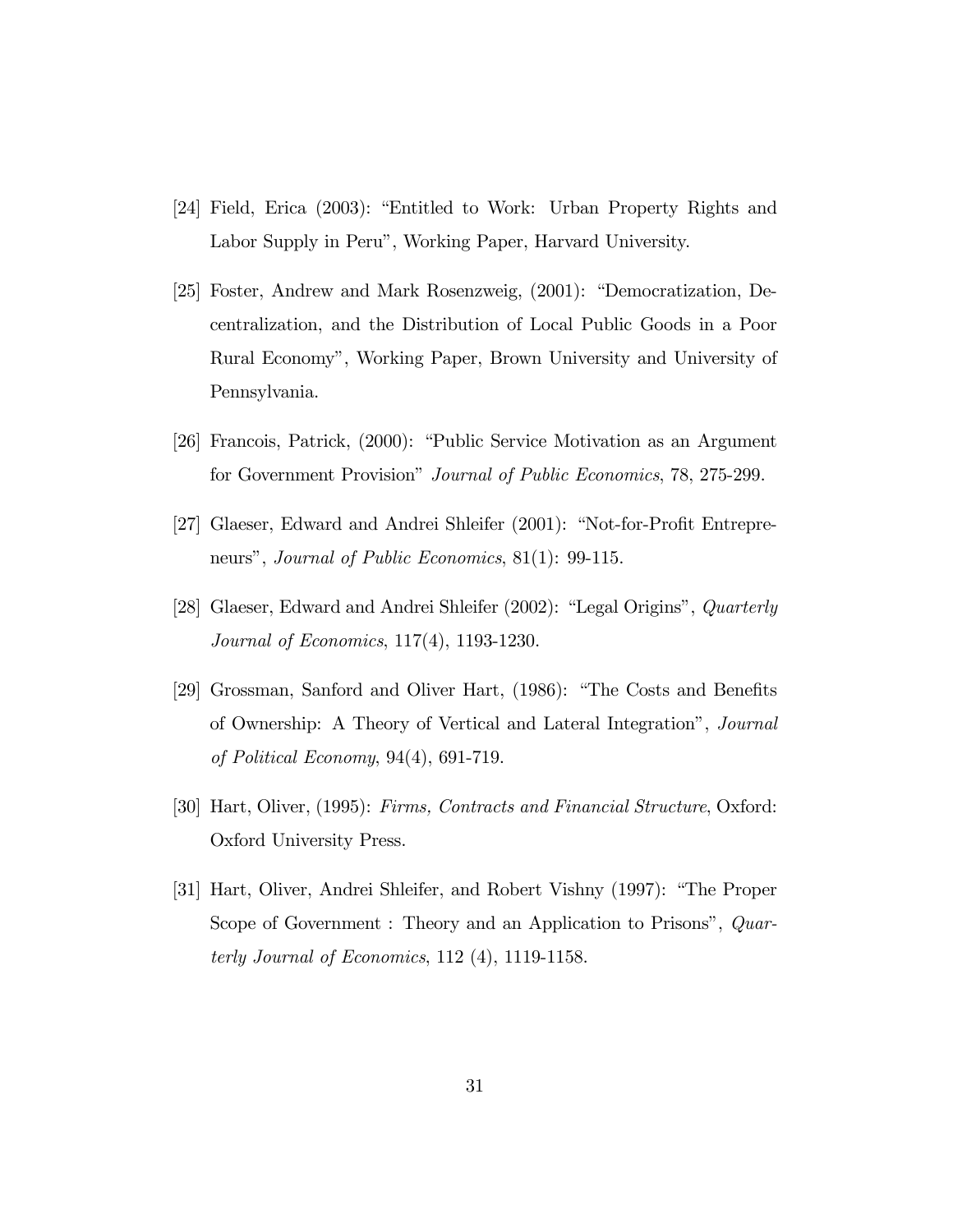[24] Field, Erica (2003): "Entitled to Work: Urban Property Rights and Labor Supply in Peru", Working Paper, Harvard University.

[25] Foster, Andrew and Mark Rosenzweig, (2001): "Democratization, Decentralization, and the Distribution of Local Public Goods in a Poor Rural Economy", Working Paper, Brown University and University of Pennsylvania.

[26] Francois, Patrick, (2000): "Public Service Motivation as an Argument for Government Provision" *Journal of Public Economics*, 78, 275-299.

[27] Glaeser, Edward and Andrei Shleifer (2001): "Not-for-Profit Entrepreneurs", *Journal of Public Economics*, 81(1): 99-115.

[28] Glaeser, Edward and Andrei Shleifer (2002): "Legal Origins", *Quarterly Journal of Economics*, 117(4), 1193-1230.

[29] Grossman, Sanford and Oliver Hart, (1986): "The Costs and Benefits of Ownership: A Theory of Vertical and Lateral Integration", *Journal of Political Economy*, 94(4), 691-719.

[30] Hart, Oliver, (1995): *Firms, Contracts and Financial Structure*, Oxford: Oxford University Press.

[31] Hart, Oliver, Andrei Shleifer, and Robert Vishny (1997): "The Proper Scope of Government : Theory and an Application to Prisons", *Quarterly Journal of Economics*, 112 (4), 1119-1158.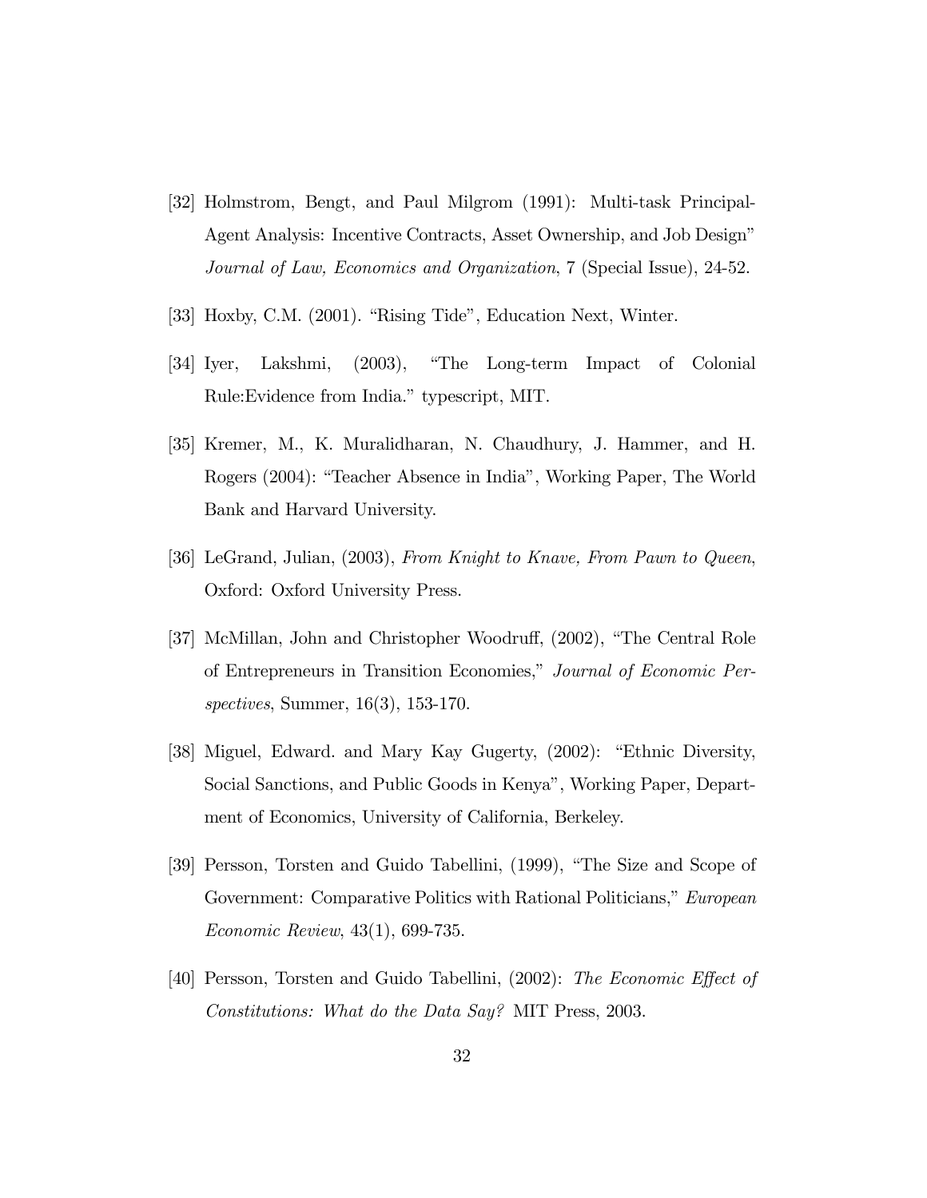[32] Holmstrom, Bengt, and Paul Milgrom (1991): Multi-task Principal-Agent Analysis: Incentive Contracts, Asset Ownership, and Job Design" *Journal of Law, Economics and Organization*, 7 (Special Issue), 24-52.

[33] Hoxby, C.M. (2001). "Rising Tide", Education Next, Winter.

[34] Iyer, Lakshmi, (2003), "The Long-term Impact of Colonial Rule:Evidence from India." typescript, MIT.

[35] Kremer, M., K. Muralidharan, N. Chaudhury, J. Hammer, and H. Rogers (2004): "Teacher Absence in India", Working Paper, The World Bank and Harvard University.

[36] LeGrand, Julian, (2003), *From Knight to Knave, From Pawn to Queen*, Oxford: Oxford University Press.

[37] McMillan, John and Christopher Woodruff, (2002), "The Central Role of Entrepreneurs in Transition Economies," *Journal of Economic Perspectives*, Summer, 16(3), 153-170.

[38] Miguel, Edward. and Mary Kay Gugerty, (2002): "Ethnic Diversity, Social Sanctions, and Public Goods in Kenya", Working Paper, Department of Economics, University of California, Berkeley.

[39] Persson, Torsten and Guido Tabellini, (1999), "The Size and Scope of Government: Comparative Politics with Rational Politicians," *European Economic Review*, 43(1), 699-735.

[40] Persson, Torsten and Guido Tabellini, (2002): *The Economic Effect of Constitutions: What do the Data Say?* MIT Press, 2003.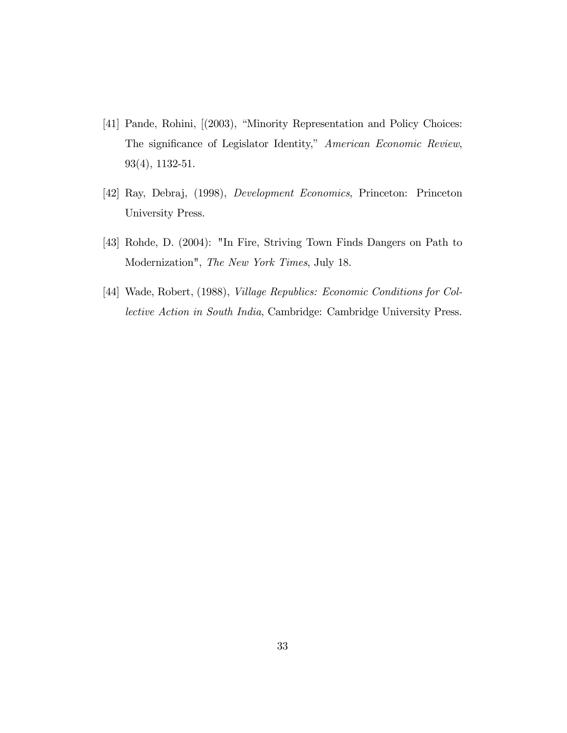[41] Pande, Rohini, [(2003), "Minority Representation and Policy Choices: The significance of Legislator Identity," *American Economic Review*, 93(4), 1132-51.

[42] Ray, Debraj, (1998), *Development Economics*, Princeton: Princeton University Press.

[43] Rohde, D. (2004): "In Fire, Striving Town Finds Dangers on Path to Modernization", *The New York Times*, July 18.

[44] Wade, Robert, (1988), *Village Republics: Economic Conditions for Collective Action in South India*, Cambridge: Cambridge University Press.